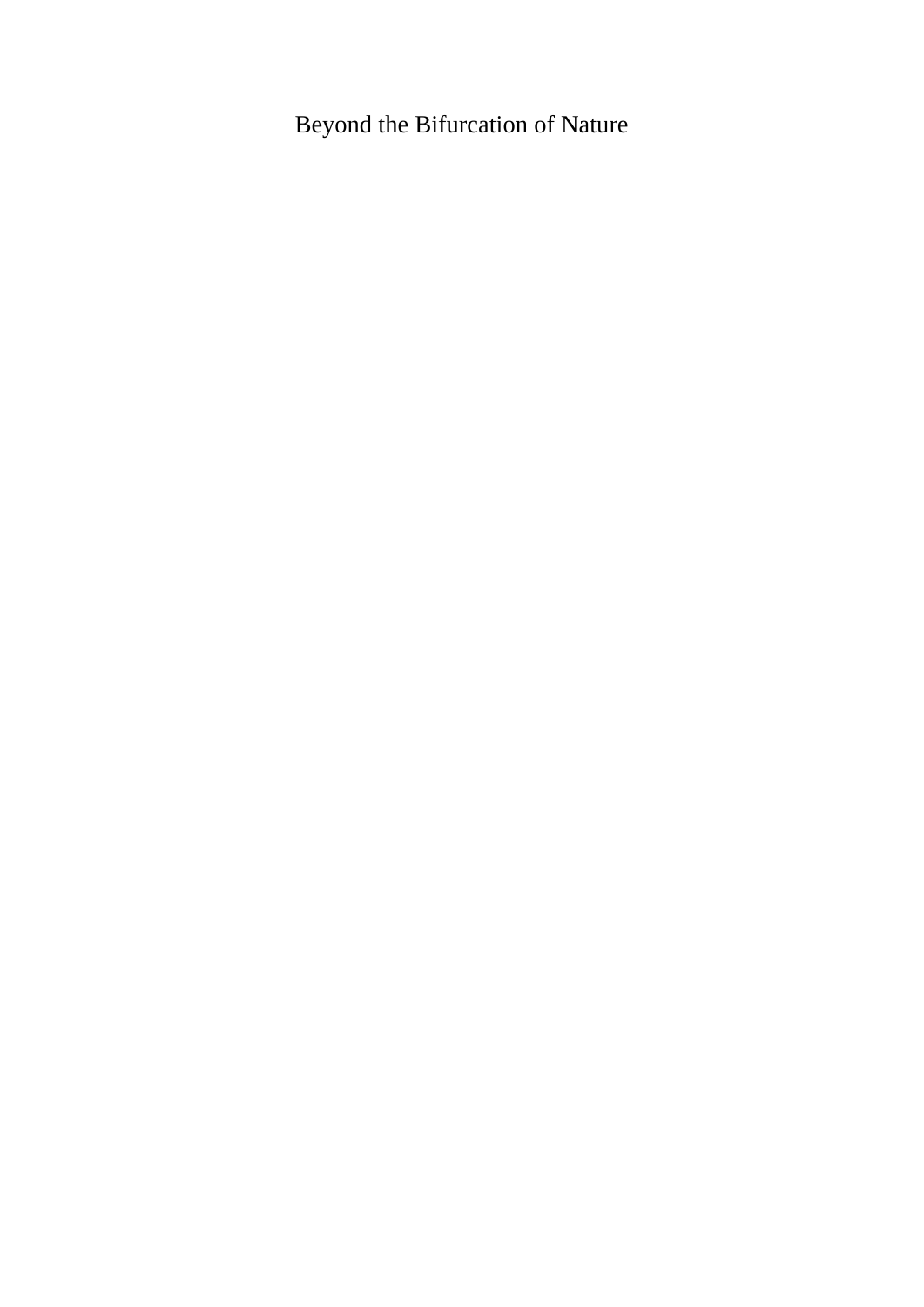# Beyond the Bifurcation of Nature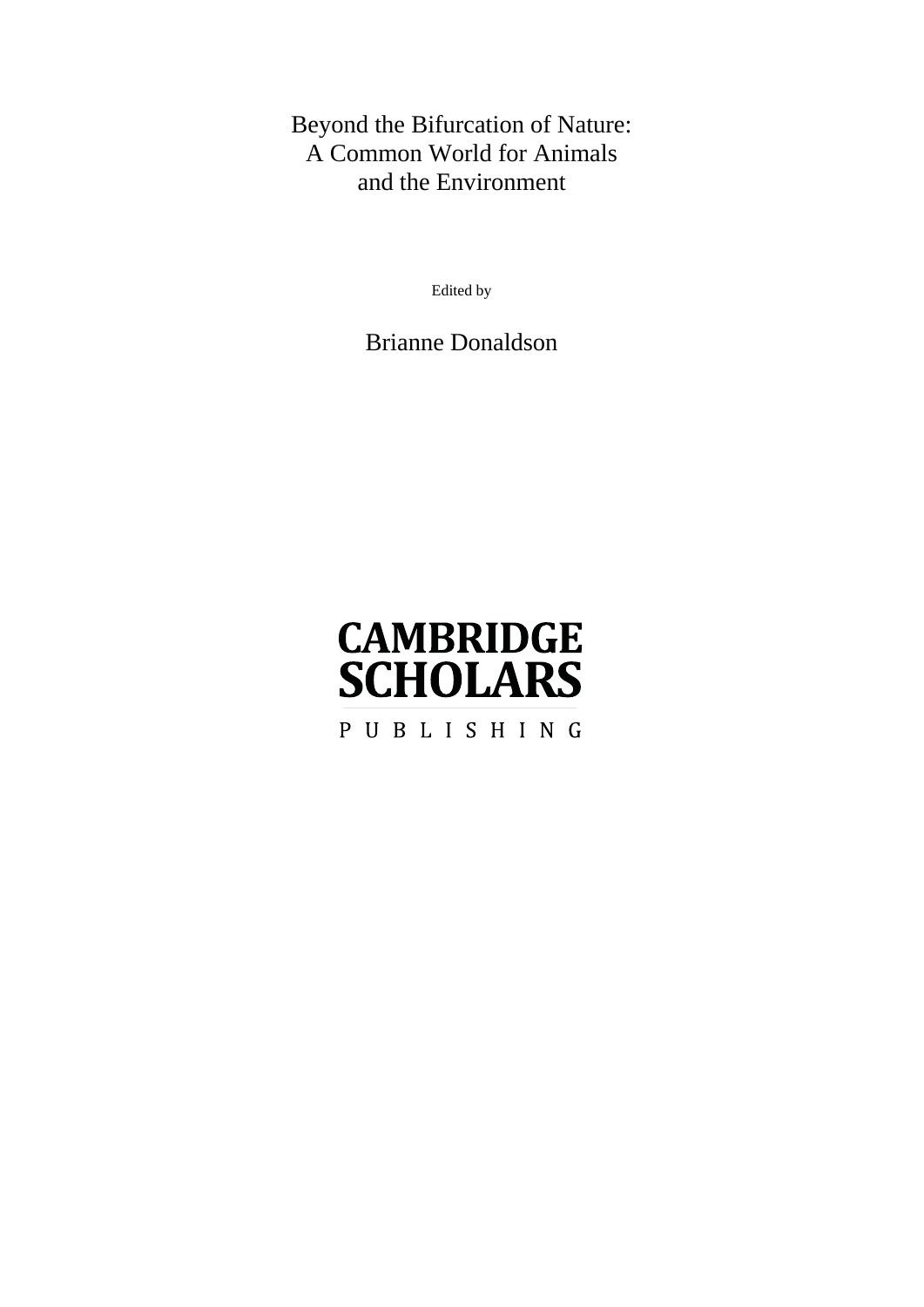# Beyond the Bifurcation of Nature: A Common World for Animals and the Environment

Edited by

Brianne Donaldson

CAMBRIDGE
SCHOLARS
PUBLISHING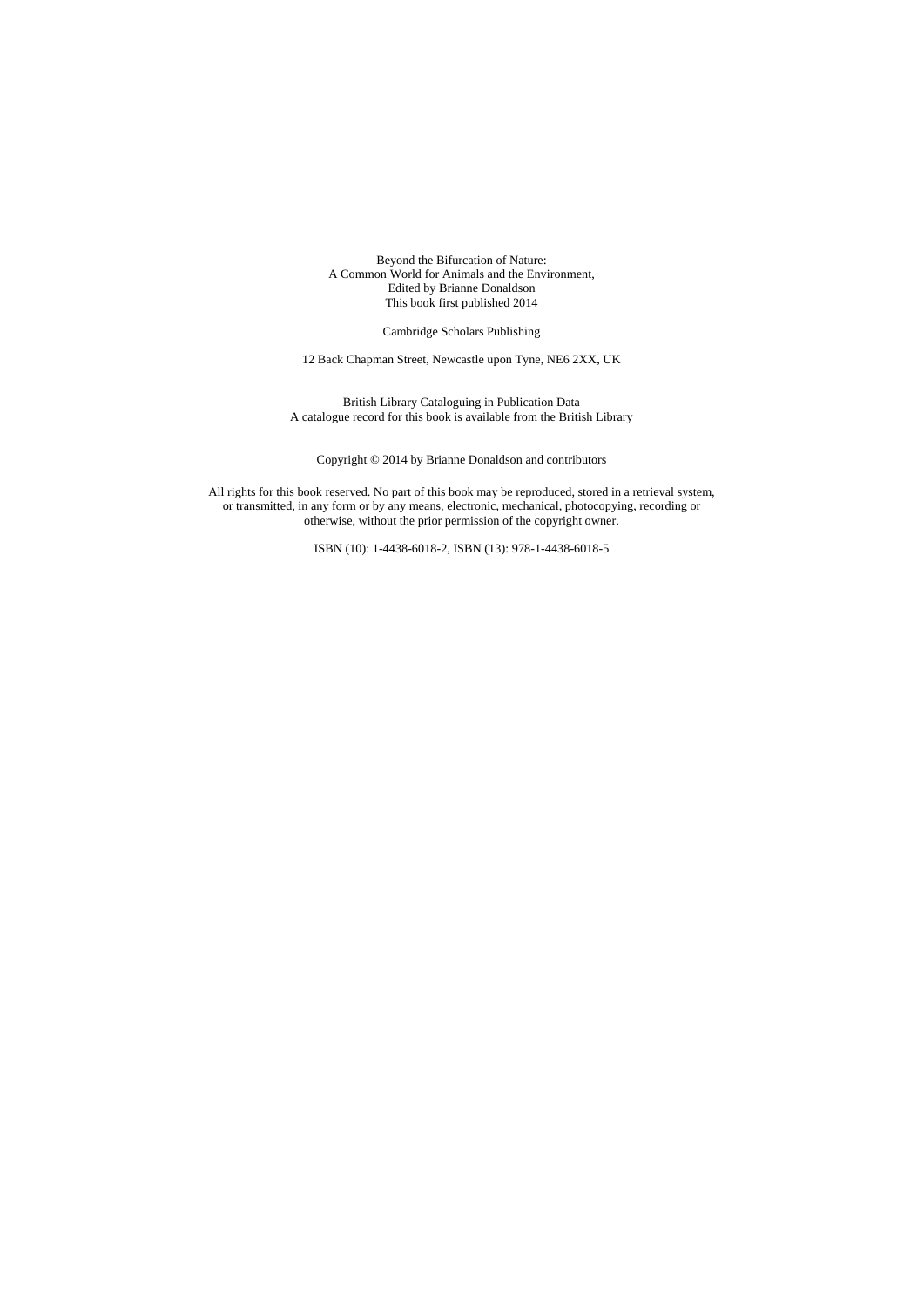Beyond the Bifurcation of Nature:
A Common World for Animals and the Environment,
Edited by Brianne Donaldson
This book first published 2014

Cambridge Scholars Publishing

12 Back Chapman Street, Newcastle upon Tyne, NE6 2XX, UK

British Library Cataloguing in Publication Data
A catalogue record for this book is available from the British Library

Copyright © 2014 by Brianne Donaldson and contributors

All rights for this book reserved. No part of this book may be reproduced, stored in a retrieval system, or transmitted, in any form or by any means, electronic, mechanical, photocopying, recording or otherwise, without the prior permission of the copyright owner.

ISBN (10): 1-4438-6018-2, ISBN (13): 978-1-4438-6018-5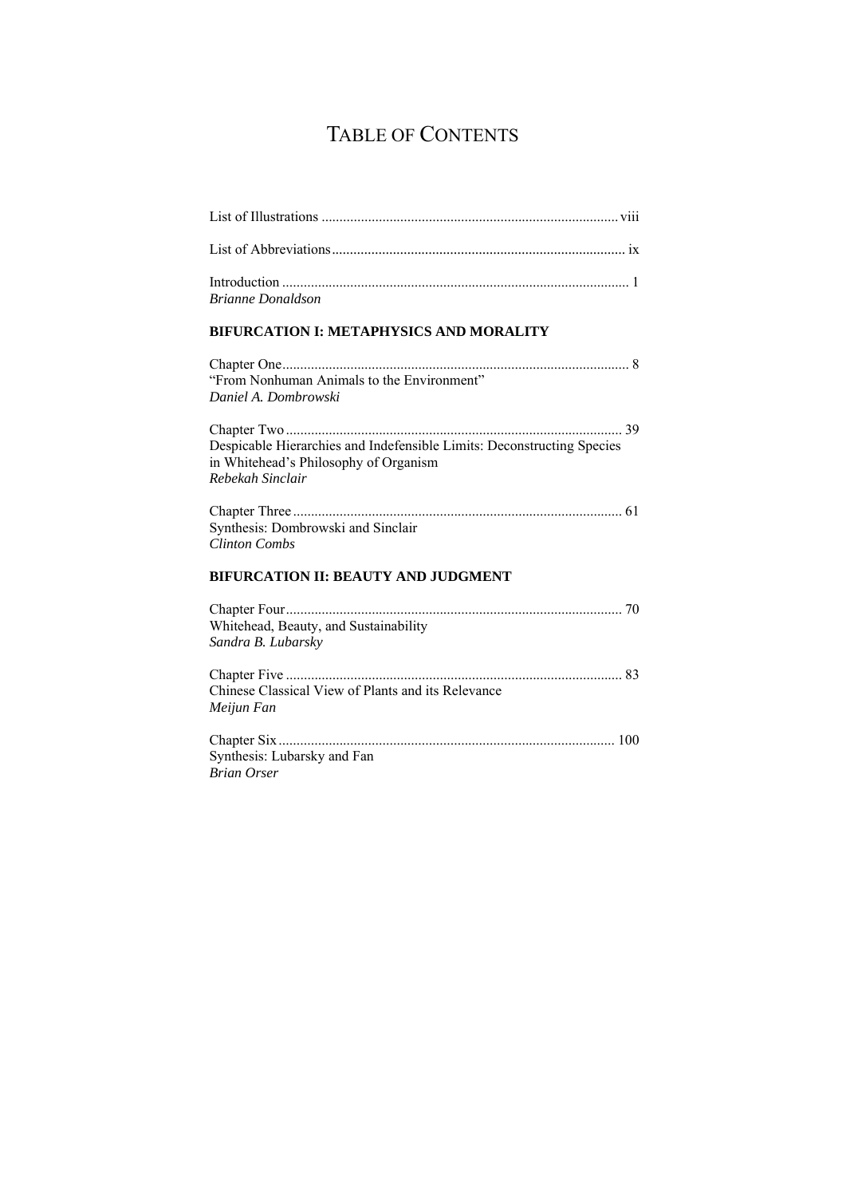# TABLE OF CONTENTS

List of Illustrations .................................................................................. viii

List of Abbreviations................................................................................. ix

Introduction ................................................................................................ 1
*Brianne Donaldson*

## BIFURCATION I: METAPHYSICS AND MORALITY

Chapter One................................................................................................ 8
"From Nonhuman Animals to the Environment"
*Daniel A. Dombrowski*

Chapter Two ............................................................................................. 39
Despicable Hierarchies and Indefensible Limits: Deconstructing Species in Whitehead's Philosophy of Organism
*Rebekah Sinclair*

Chapter Three ........................................................................................... 61
Synthesis: Dombrowski and Sinclair
*Clinton Combs*

## BIFURCATION II: BEAUTY AND JUDGMENT

Chapter Four............................................................................................. 70
Whitehead, Beauty, and Sustainability
*Sandra B. Lubarsky*

Chapter Five ............................................................................................. 83
Chinese Classical View of Plants and its Relevance
*Meijun Fan*

Chapter Six............................................................................................. 100
Synthesis: Lubarsky and Fan
*Brian Orser*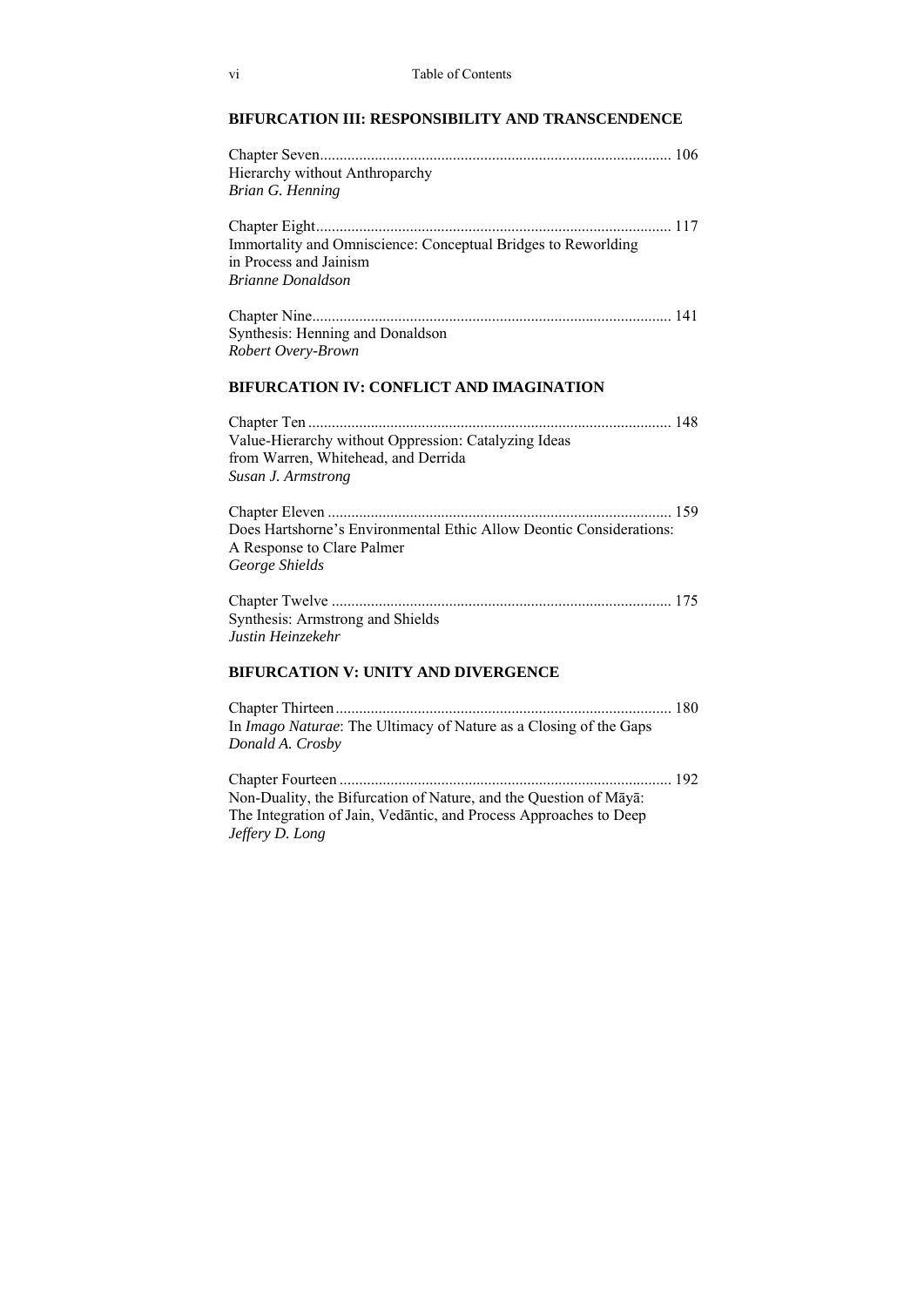## BIFURCATION III: RESPONSIBILITY AND TRANSCENDENCE

Chapter Seven........................................................................................ 106
Hierarchy without Anthroparchy
*Brian G. Henning*

Chapter Eight.......................................................................................... 117
Immortality and Omniscience: Conceptual Bridges to Reworlding in Process and Jainism
*Brianne Donaldson*

Chapter Nine........................................................................................... 141
Synthesis: Henning and Donaldson
*Robert Overy-Brown*

## BIFURCATION IV: CONFLICT AND IMAGINATION

Chapter Ten ............................................................................................ 148
Value-Hierarchy without Oppression: Catalyzing Ideas from Warren, Whitehead, and Derrida
*Susan J. Armstrong*

Chapter Eleven ....................................................................................... 159
Does Hartshorne's Environmental Ethic Allow Deontic Considerations: A Response to Clare Palmer
*George Shields*

Chapter Twelve ...................................................................................... 175
Synthesis: Armstrong and Shields
*Justin Heinzekehr*

## BIFURCATION V: UNITY AND DIVERGENCE

Chapter Thirteen..................................................................................... 180
In *Imago Naturae*: The Ultimacy of Nature as a Closing of the Gaps
*Donald A. Crosby*

Chapter Fourteen .................................................................................... 192
Non-Duality, the Bifurcation of Nature, and the Question of Māyā: The Integration of Jain, Vedāntic, and Process Approaches to Deep
*Jeffery D. Long*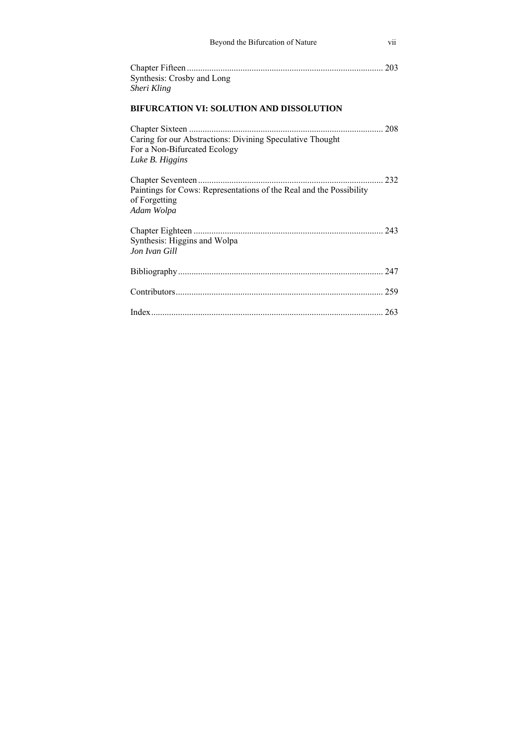Chapter Fifteen ........................................................................................ 203
Synthesis: Crosby and Long
*Sheri Kling*

**BIFURCATION VI: SOLUTION AND DISSOLUTION**

Chapter Sixteen ........................................................................................ 208
Caring for our Abstractions: Divining Speculative Thought
For a Non-Bifurcated Ecology
*Luke B. Higgins*

Chapter Seventeen .................................................................................... 232
Paintings for Cows: Representations of the Real and the Possibility
of Forgetting
*Adam Wolpa*

Chapter Eighteen ...................................................................................... 243
Synthesis: Higgins and Wolpa
*Jon Ivan Gill*

Bibliography ............................................................................................. 247

Contributors .............................................................................................. 259

Index ......................................................................................................... 263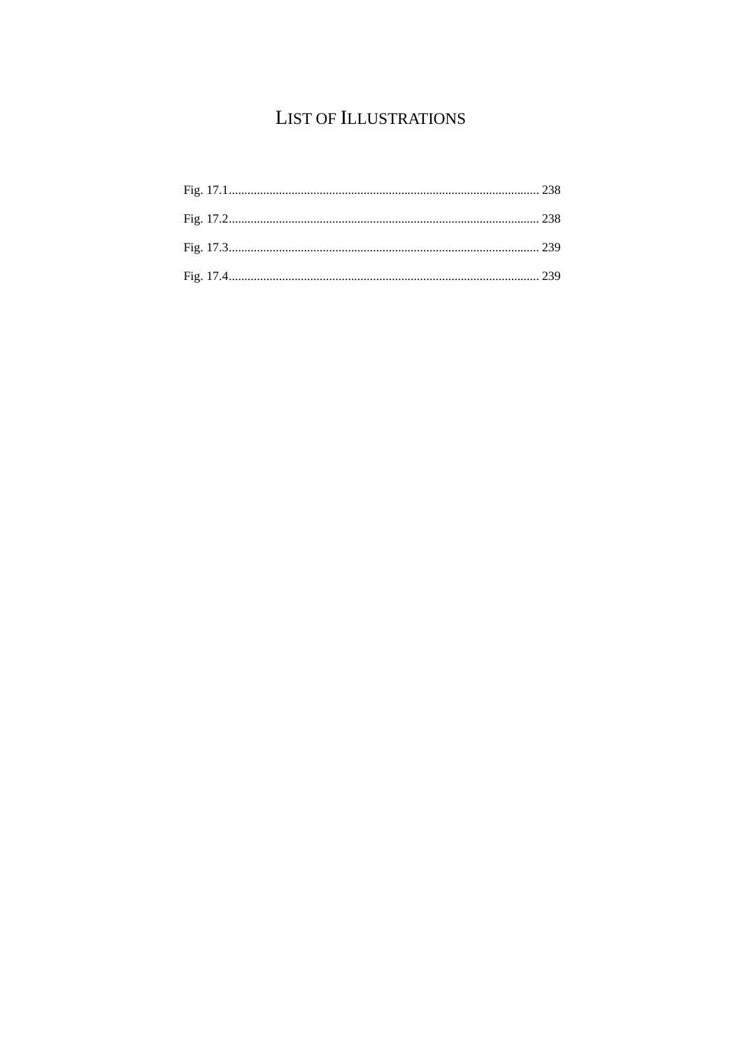# LIST OF ILLUSTRATIONS

Fig. 17.1 .......... 238

Fig. 17.2 .......... 238

Fig. 17.3 .......... 239

Fig. 17.4 .......... 239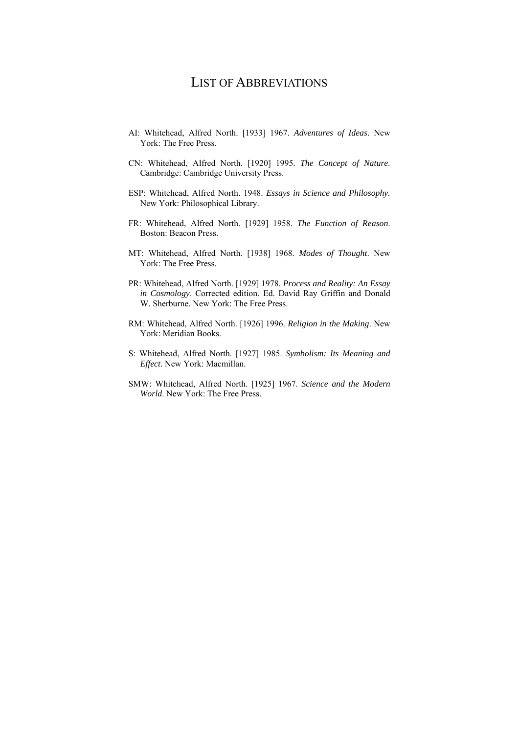# LIST OF ABBREVIATIONS

AI: Whitehead, Alfred North. [1933] 1967. *Adventures of Ideas*. New York: The Free Press.

CN: Whitehead, Alfred North. [1920] 1995. *The Concept of Nature*. Cambridge: Cambridge University Press.

ESP: Whitehead, Alfred North. 1948. *Essays in Science and Philosophy.* New York: Philosophical Library.

FR: Whitehead, Alfred North. [1929] 1958. *The Function of Reason*. Boston: Beacon Press.

MT: Whitehead, Alfred North. [1938] 1968. *Modes of Thought*. New York: The Free Press.

PR: Whitehead, Alfred North. [1929] 1978. *Process and Reality: An Essay in Cosmology*. Corrected edition. Ed. David Ray Griffin and Donald W. Sherburne. New York: The Free Press.

RM: Whitehead, Alfred North. [1926] 1996. *Religion in the Making*. New York: Meridian Books.

S: Whitehead, Alfred North. [1927] 1985. *Symbolism: Its Meaning and Effect*. New York: Macmillan.

SMW: Whitehead, Alfred North. [1925] 1967. *Science and the Modern World*. New York: The Free Press.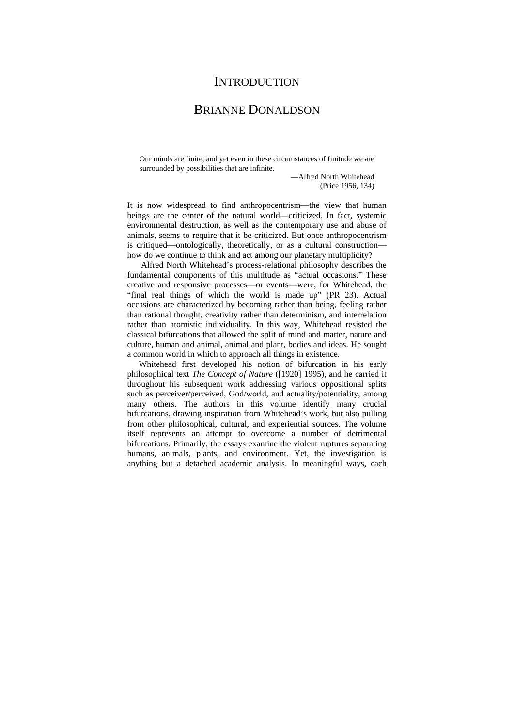# INTRODUCTION

## BRIANNE DONALDSON

> Our minds are finite, and yet even in these circumstances of finitude we are surrounded by possibilities that are infinite.
>
> —Alfred North Whitehead
> (Price 1956, 134)

It is now widespread to find anthropocentrism—the view that human beings are the center of the natural world—criticized. In fact, systemic environmental destruction, as well as the contemporary use and abuse of animals, seems to require that it be criticized. But once anthropocentrism is critiqued—ontologically, theoretically, or as a cultural construction—how do we continue to think and act among our planetary multiplicity?

Alfred North Whitehead's process-relational philosophy describes the fundamental components of this multitude as "actual occasions." These creative and responsive processes—or events—were, for Whitehead, the "final real things of which the world is made up" (PR 23). Actual occasions are characterized by becoming rather than being, feeling rather than rational thought, creativity rather than determinism, and interrelation rather than atomistic individuality. In this way, Whitehead resisted the classical bifurcations that allowed the split of mind and matter, nature and culture, human and animal, animal and plant, bodies and ideas. He sought a common world in which to approach all things in existence.

Whitehead first developed his notion of bifurcation in his early philosophical text *The Concept of Nature* ([1920] 1995), and he carried it throughout his subsequent work addressing various oppositional splits such as perceiver/perceived, God/world, and actuality/potentiality, among many others. The authors in this volume identify many crucial bifurcations, drawing inspiration from Whitehead's work, but also pulling from other philosophical, cultural, and experiential sources. The volume itself represents an attempt to overcome a number of detrimental bifurcations. Primarily, the essays examine the violent ruptures separating humans, animals, plants, and environment. Yet, the investigation is anything but a detached academic analysis. In meaningful ways, each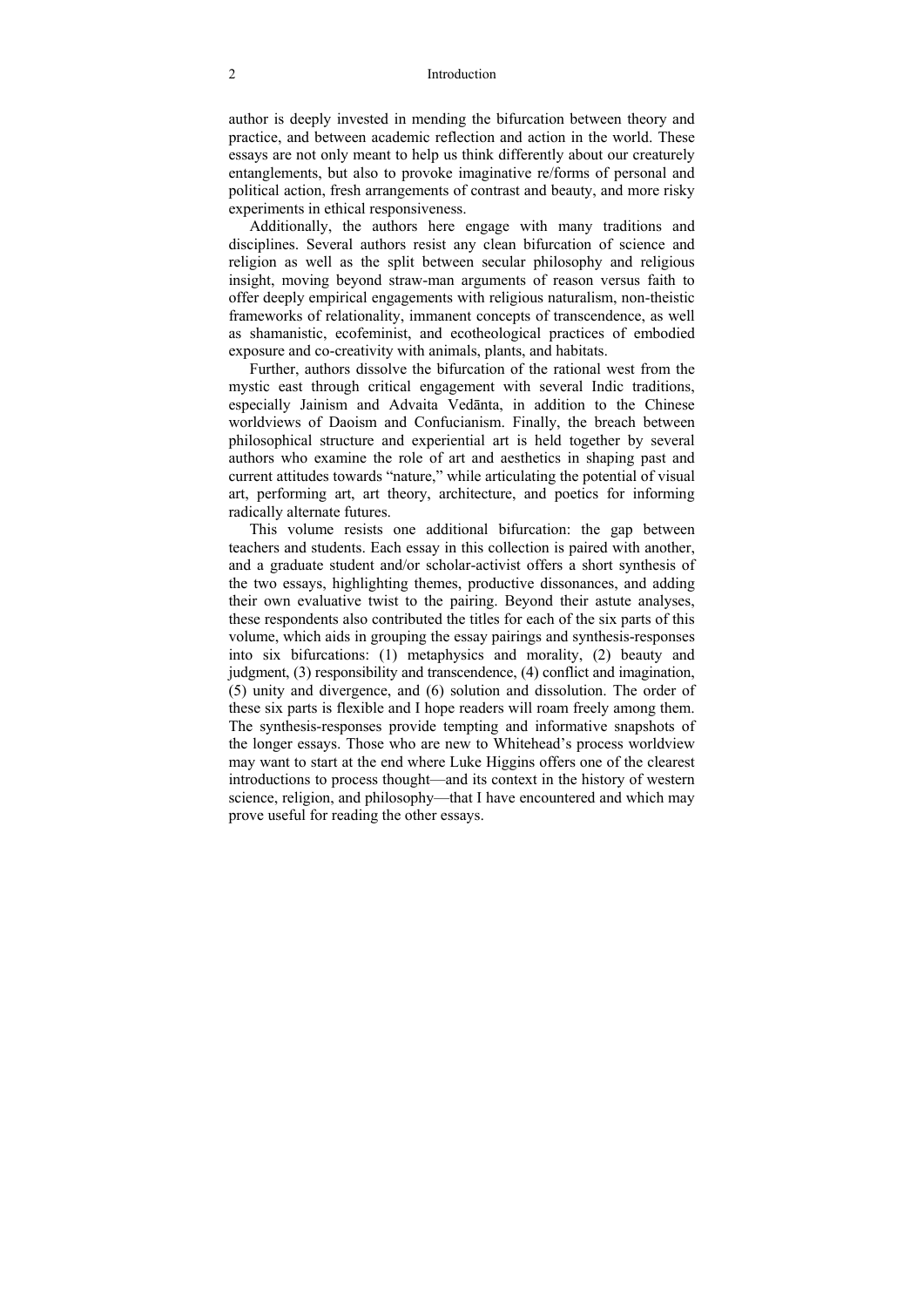author is deeply invested in mending the bifurcation between theory and practice, and between academic reflection and action in the world. These essays are not only meant to help us think differently about our creaturely entanglements, but also to provoke imaginative re/forms of personal and political action, fresh arrangements of contrast and beauty, and more risky experiments in ethical responsiveness.

Additionally, the authors here engage with many traditions and disciplines. Several authors resist any clean bifurcation of science and religion as well as the split between secular philosophy and religious insight, moving beyond straw-man arguments of reason versus faith to offer deeply empirical engagements with religious naturalism, non-theistic frameworks of relationality, immanent concepts of transcendence, as well as shamanistic, ecofeminist, and ecotheological practices of embodied exposure and co-creativity with animals, plants, and habitats.

Further, authors dissolve the bifurcation of the rational west from the mystic east through critical engagement with several Indic traditions, especially Jainism and Advaita Vedānta, in addition to the Chinese worldviews of Daoism and Confucianism. Finally, the breach between philosophical structure and experiential art is held together by several authors who examine the role of art and aesthetics in shaping past and current attitudes towards "nature," while articulating the potential of visual art, performing art, art theory, architecture, and poetics for informing radically alternate futures.

This volume resists one additional bifurcation: the gap between teachers and students. Each essay in this collection is paired with another, and a graduate student and/or scholar-activist offers a short synthesis of the two essays, highlighting themes, productive dissonances, and adding their own evaluative twist to the pairing. Beyond their astute analyses, these respondents also contributed the titles for each of the six parts of this volume, which aids in grouping the essay pairings and synthesis-responses into six bifurcations: (1) metaphysics and morality, (2) beauty and judgment, (3) responsibility and transcendence, (4) conflict and imagination, (5) unity and divergence, and (6) solution and dissolution. The order of these six parts is flexible and I hope readers will roam freely among them. The synthesis-responses provide tempting and informative snapshots of the longer essays. Those who are new to Whitehead's process worldview may want to start at the end where Luke Higgins offers one of the clearest introductions to process thought—and its context in the history of western science, religion, and philosophy—that I have encountered and which may prove useful for reading the other essays.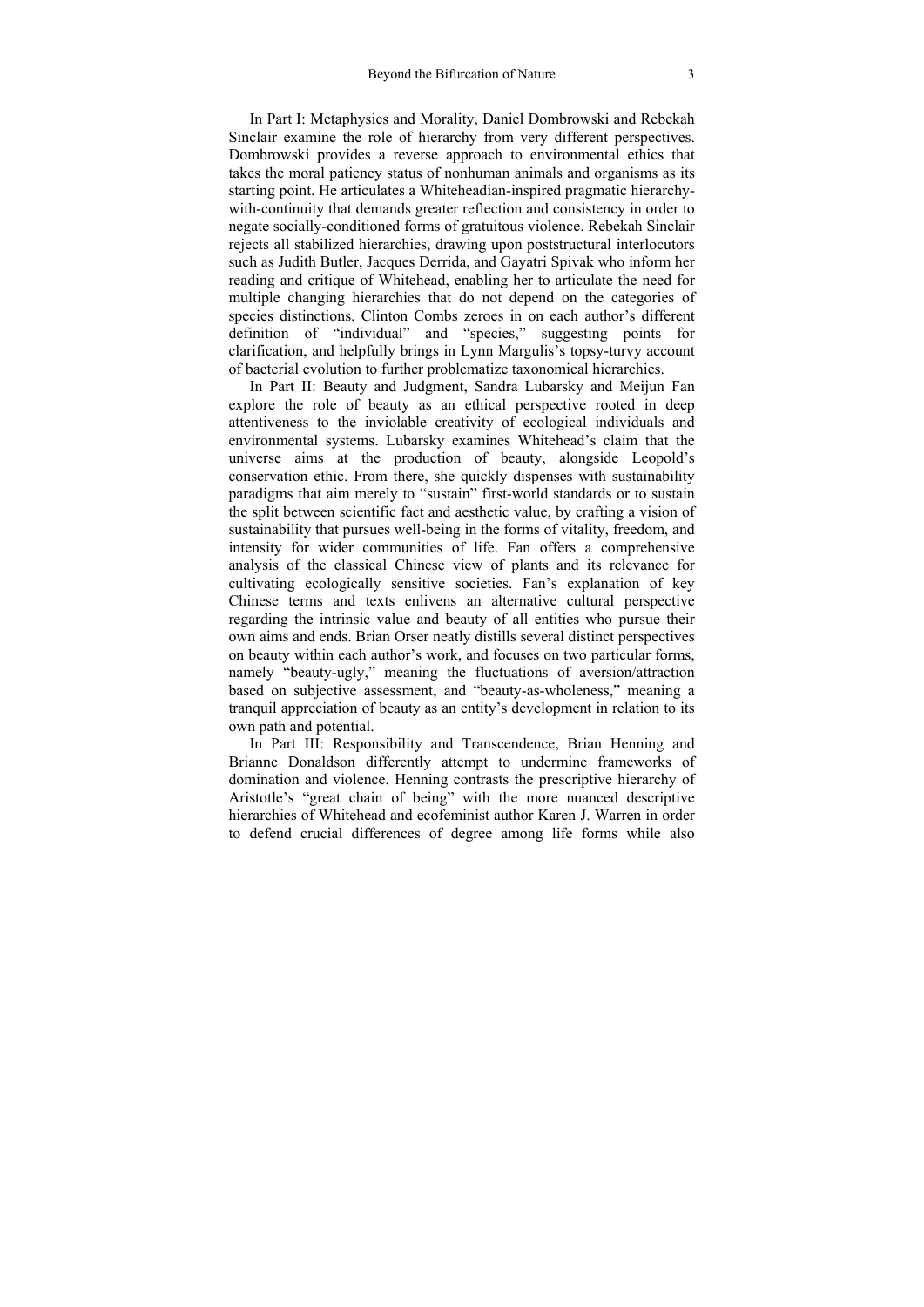In Part I: Metaphysics and Morality, Daniel Dombrowski and Rebekah Sinclair examine the role of hierarchy from very different perspectives. Dombrowski provides a reverse approach to environmental ethics that takes the moral patiency status of nonhuman animals and organisms as its starting point. He articulates a Whiteheadian-inspired pragmatic hierarchy-with-continuity that demands greater reflection and consistency in order to negate socially-conditioned forms of gratuitous violence. Rebekah Sinclair rejects all stabilized hierarchies, drawing upon poststructural interlocutors such as Judith Butler, Jacques Derrida, and Gayatri Spivak who inform her reading and critique of Whitehead, enabling her to articulate the need for multiple changing hierarchies that do not depend on the categories of species distinctions. Clinton Combs zeroes in on each author's different definition of "individual" and "species," suggesting points for clarification, and helpfully brings in Lynn Margulis's topsy-turvy account of bacterial evolution to further problematize taxonomical hierarchies.

In Part II: Beauty and Judgment, Sandra Lubarsky and Meijun Fan explore the role of beauty as an ethical perspective rooted in deep attentiveness to the inviolable creativity of ecological individuals and environmental systems. Lubarsky examines Whitehead's claim that the universe aims at the production of beauty, alongside Leopold's conservation ethic. From there, she quickly dispenses with sustainability paradigms that aim merely to "sustain" first-world standards or to sustain the split between scientific fact and aesthetic value, by crafting a vision of sustainability that pursues well-being in the forms of vitality, freedom, and intensity for wider communities of life. Fan offers a comprehensive analysis of the classical Chinese view of plants and its relevance for cultivating ecologically sensitive societies. Fan's explanation of key Chinese terms and texts enlivens an alternative cultural perspective regarding the intrinsic value and beauty of all entities who pursue their own aims and ends. Brian Orser neatly distills several distinct perspectives on beauty within each author's work, and focuses on two particular forms, namely "beauty-ugly," meaning the fluctuations of aversion/attraction based on subjective assessment, and "beauty-as-wholeness," meaning a tranquil appreciation of beauty as an entity's development in relation to its own path and potential.

In Part III: Responsibility and Transcendence, Brian Henning and Brianne Donaldson differently attempt to undermine frameworks of domination and violence. Henning contrasts the prescriptive hierarchy of Aristotle's "great chain of being" with the more nuanced descriptive hierarchies of Whitehead and ecofeminist author Karen J. Warren in order to defend crucial differences of degree among life forms while also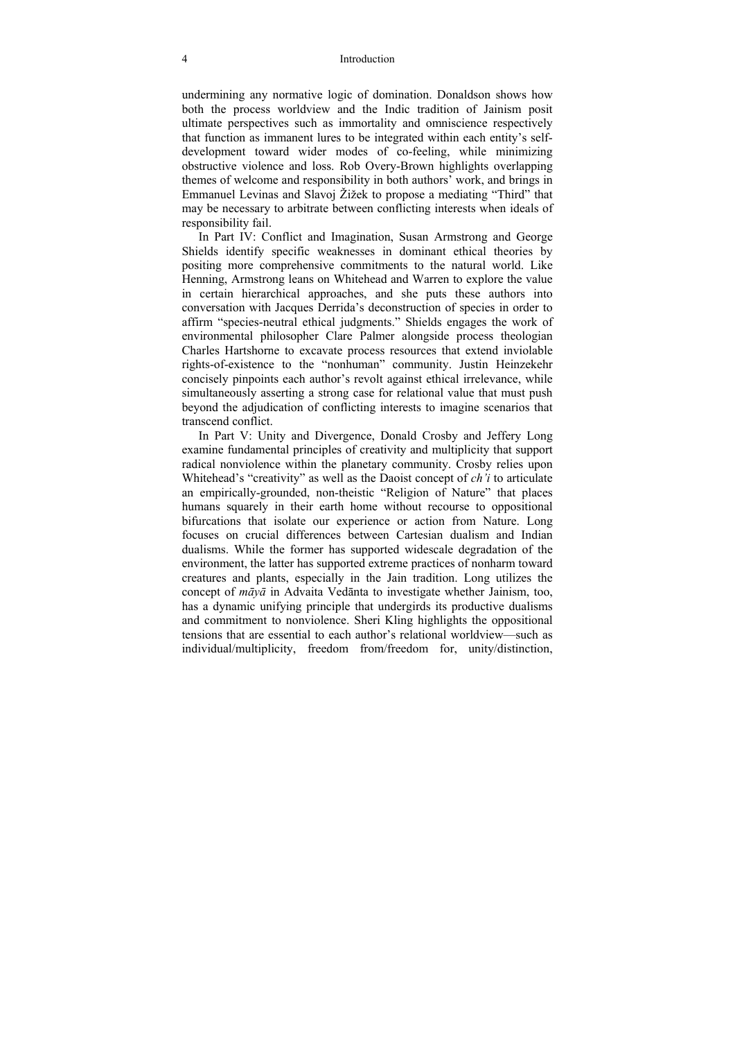undermining any normative logic of domination. Donaldson shows how both the process worldview and the Indic tradition of Jainism posit ultimate perspectives such as immortality and omniscience respectively that function as immanent lures to be integrated within each entity's self-development toward wider modes of co-feeling, while minimizing obstructive violence and loss. Rob Overy-Brown highlights overlapping themes of welcome and responsibility in both authors' work, and brings in Emmanuel Levinas and Slavoj Žižek to propose a mediating "Third" that may be necessary to arbitrate between conflicting interests when ideals of responsibility fail.

In Part IV: Conflict and Imagination, Susan Armstrong and George Shields identify specific weaknesses in dominant ethical theories by positing more comprehensive commitments to the natural world. Like Henning, Armstrong leans on Whitehead and Warren to explore the value in certain hierarchical approaches, and she puts these authors into conversation with Jacques Derrida's deconstruction of species in order to affirm "species-neutral ethical judgments." Shields engages the work of environmental philosopher Clare Palmer alongside process theologian Charles Hartshorne to excavate process resources that extend inviolable rights-of-existence to the "nonhuman" community. Justin Heinzekehr concisely pinpoints each author's revolt against ethical irrelevance, while simultaneously asserting a strong case for relational value that must push beyond the adjudication of conflicting interests to imagine scenarios that transcend conflict.

In Part V: Unity and Divergence, Donald Crosby and Jeffery Long examine fundamental principles of creativity and multiplicity that support radical nonviolence within the planetary community. Crosby relies upon Whitehead's "creativity" as well as the Daoist concept of *ch'i* to articulate an empirically-grounded, non-theistic "Religion of Nature" that places humans squarely in their earth home without recourse to oppositional bifurcations that isolate our experience or action from Nature. Long focuses on crucial differences between Cartesian dualism and Indian dualisms. While the former has supported widescale degradation of the environment, the latter has supported extreme practices of nonharm toward creatures and plants, especially in the Jain tradition. Long utilizes the concept of *māyā* in Advaita Vedānta to investigate whether Jainism, too, has a dynamic unifying principle that undergirds its productive dualisms and commitment to nonviolence. Sheri Kling highlights the oppositional tensions that are essential to each author's relational worldview—such as individual/multiplicity, freedom from/freedom for, unity/distinction,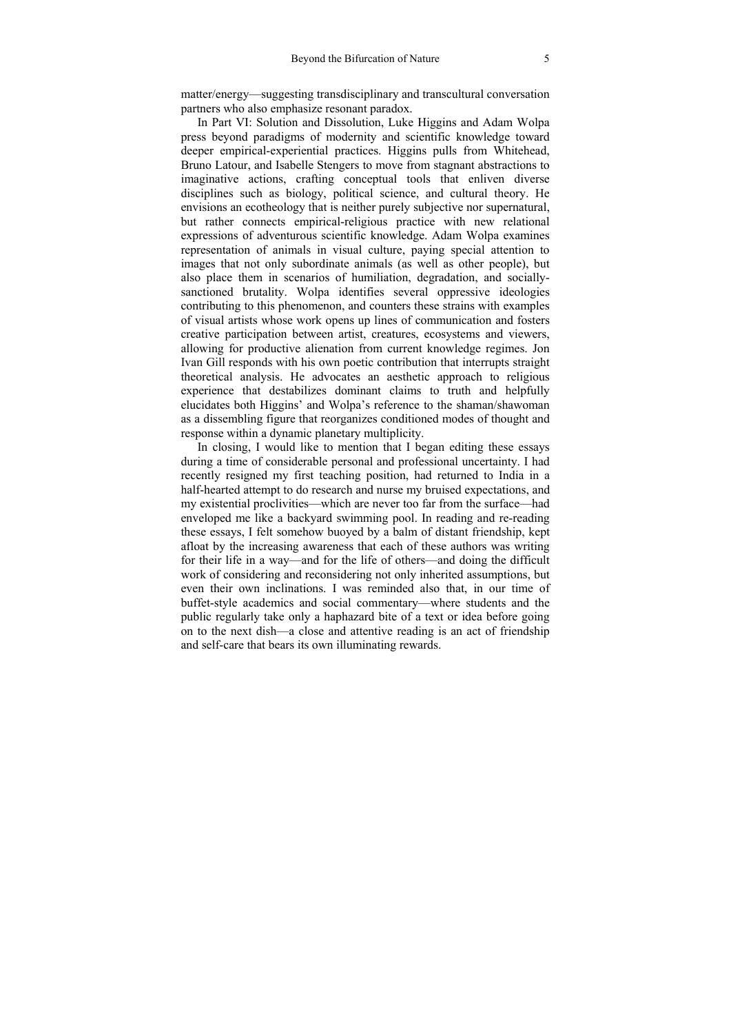matter/energy—suggesting transdisciplinary and transcultural conversation partners who also emphasize resonant paradox.

In Part VI: Solution and Dissolution, Luke Higgins and Adam Wolpa press beyond paradigms of modernity and scientific knowledge toward deeper empirical-experiential practices. Higgins pulls from Whitehead, Bruno Latour, and Isabelle Stengers to move from stagnant abstractions to imaginative actions, crafting conceptual tools that enliven diverse disciplines such as biology, political science, and cultural theory. He envisions an ecotheology that is neither purely subjective nor supernatural, but rather connects empirical-religious practice with new relational expressions of adventurous scientific knowledge. Adam Wolpa examines representation of animals in visual culture, paying special attention to images that not only subordinate animals (as well as other people), but also place them in scenarios of humiliation, degradation, and socially-sanctioned brutality. Wolpa identifies several oppressive ideologies contributing to this phenomenon, and counters these strains with examples of visual artists whose work opens up lines of communication and fosters creative participation between artist, creatures, ecosystems and viewers, allowing for productive alienation from current knowledge regimes. Jon Ivan Gill responds with his own poetic contribution that interrupts straight theoretical analysis. He advocates an aesthetic approach to religious experience that destabilizes dominant claims to truth and helpfully elucidates both Higgins' and Wolpa's reference to the shaman/shawoman as a dissembling figure that reorganizes conditioned modes of thought and response within a dynamic planetary multiplicity.

In closing, I would like to mention that I began editing these essays during a time of considerable personal and professional uncertainty. I had recently resigned my first teaching position, had returned to India in a half-hearted attempt to do research and nurse my bruised expectations, and my existential proclivities—which are never too far from the surface—had enveloped me like a backyard swimming pool. In reading and re-reading these essays, I felt somehow buoyed by a balm of distant friendship, kept afloat by the increasing awareness that each of these authors was writing for their life in a way—and for the life of others—and doing the difficult work of considering and reconsidering not only inherited assumptions, but even their own inclinations. I was reminded also that, in our time of buffet-style academics and social commentary—where students and the public regularly take only a haphazard bite of a text or idea before going on to the next dish—a close and attentive reading is an act of friendship and self-care that bears its own illuminating rewards.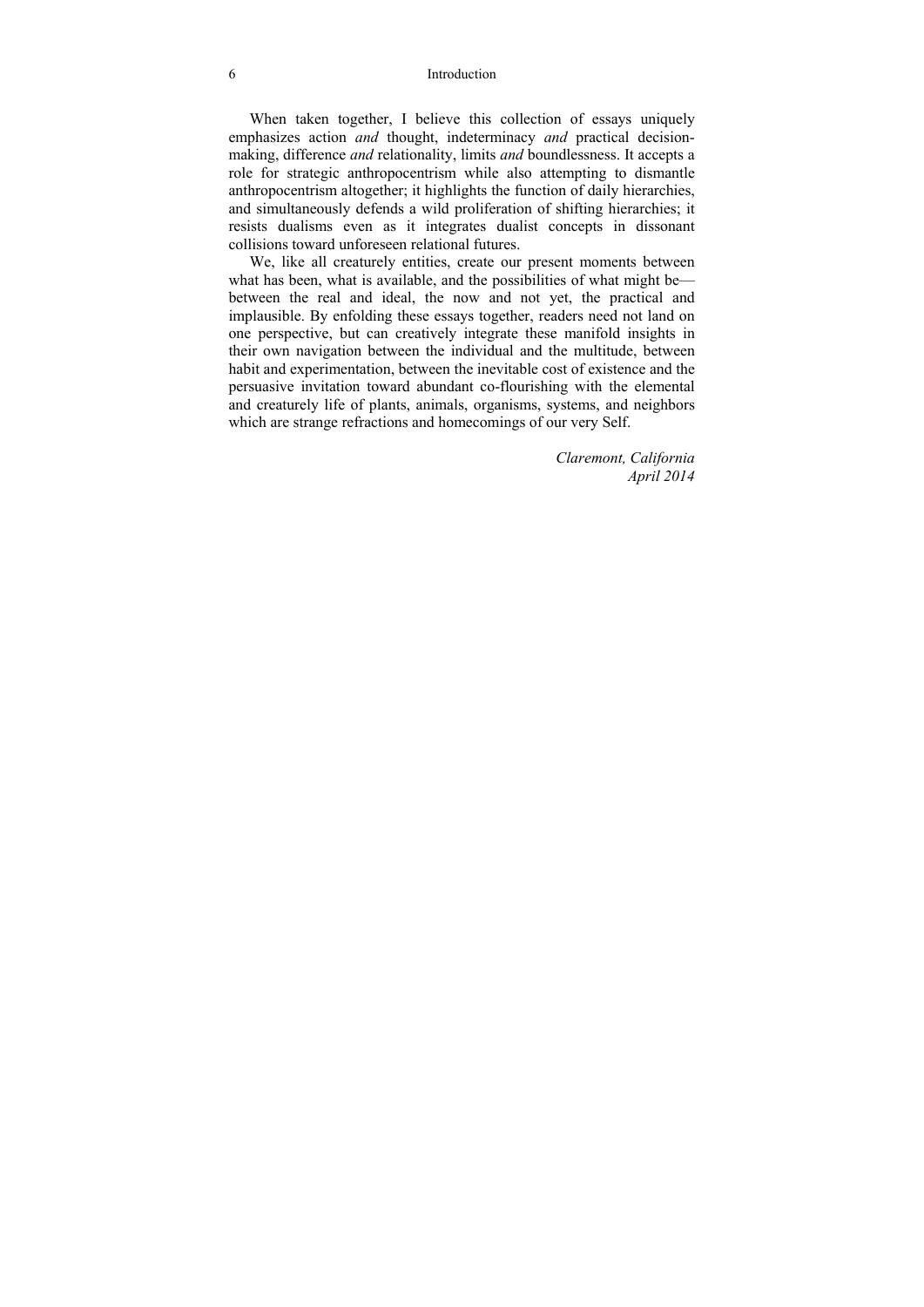When taken together, I believe this collection of essays uniquely emphasizes action *and* thought, indeterminacy *and* practical decision-making, difference *and* relationality, limits *and* boundlessness. It accepts a role for strategic anthropocentrism while also attempting to dismantle anthropocentrism altogether; it highlights the function of daily hierarchies, and simultaneously defends a wild proliferation of shifting hierarchies; it resists dualisms even as it integrates dualist concepts in dissonant collisions toward unforeseen relational futures.

We, like all creaturely entities, create our present moments between what has been, what is available, and the possibilities of what might be—between the real and ideal, the now and not yet, the practical and implausible. By enfolding these essays together, readers need not land on one perspective, but can creatively integrate these manifold insights in their own navigation between the individual and the multitude, between habit and experimentation, between the inevitable cost of existence and the persuasive invitation toward abundant co-flourishing with the elemental and creaturely life of plants, animals, organisms, systems, and neighbors which are strange refractions and homecomings of our very Self.

*Claremont, California*
*April 2014*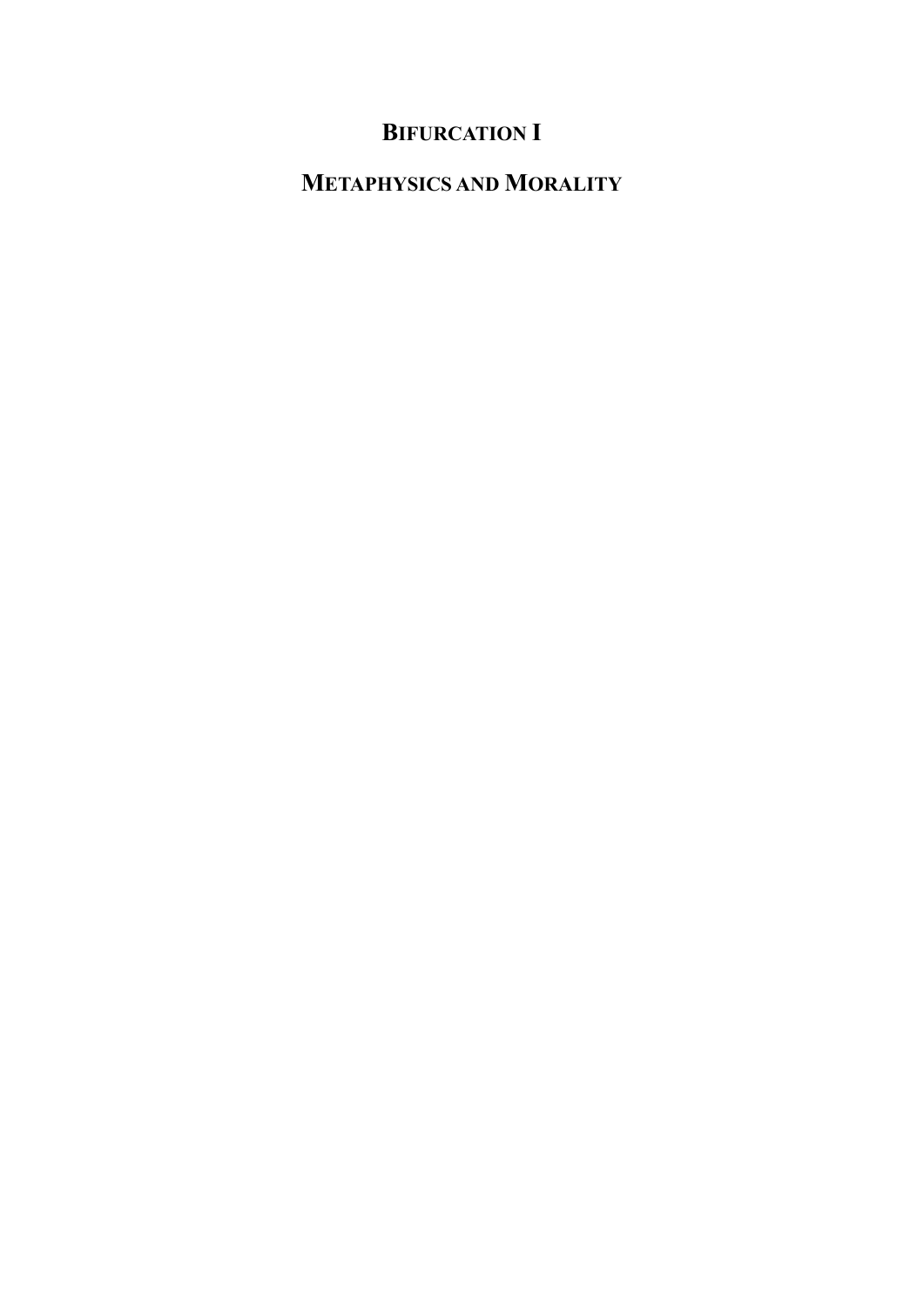# BIFURCATION I

# METAPHYSICS AND MORALITY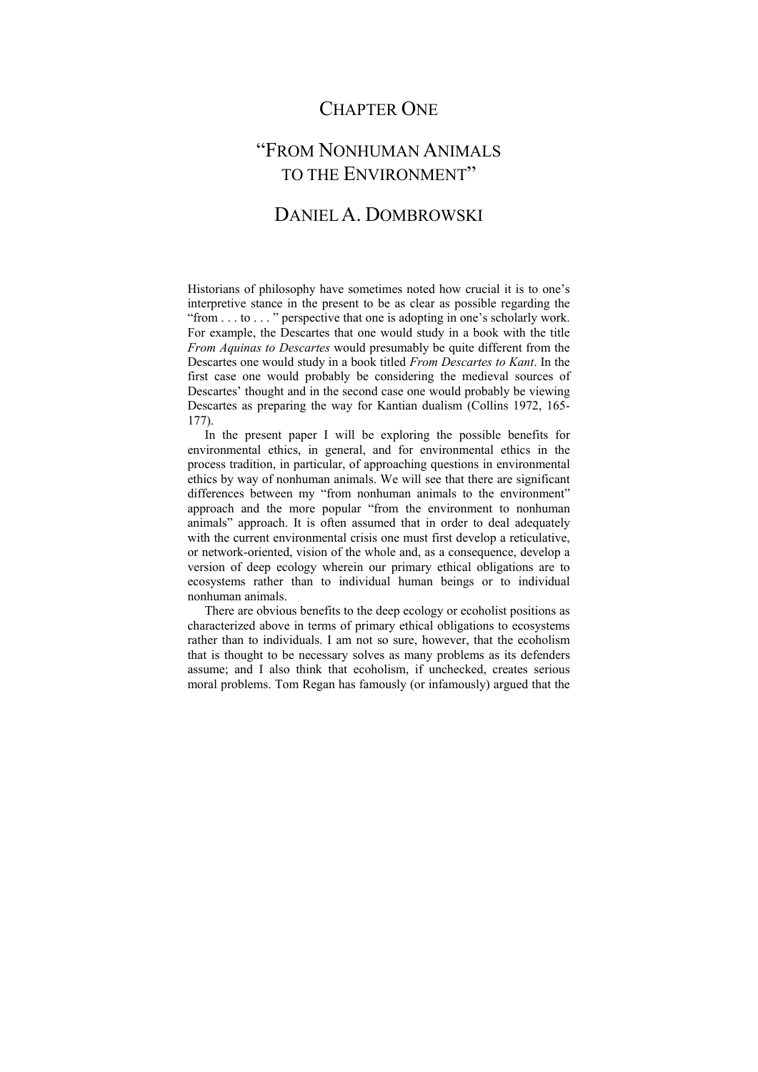# CHAPTER ONE

# "FROM NONHUMAN ANIMALS TO THE ENVIRONMENT"

## DANIEL A. DOMBROWSKI

Historians of philosophy have sometimes noted how crucial it is to one's interpretive stance in the present to be as clear as possible regarding the "from . . . to . . . " perspective that one is adopting in one's scholarly work. For example, the Descartes that one would study in a book with the title *From Aquinas to Descartes* would presumably be quite different from the Descartes one would study in a book titled *From Descartes to Kant*. In the first case one would probably be considering the medieval sources of Descartes' thought and in the second case one would probably be viewing Descartes as preparing the way for Kantian dualism (Collins 1972, 165-177).

In the present paper I will be exploring the possible benefits for environmental ethics, in general, and for environmental ethics in the process tradition, in particular, of approaching questions in environmental ethics by way of nonhuman animals. We will see that there are significant differences between my "from nonhuman animals to the environment" approach and the more popular "from the environment to nonhuman animals" approach. It is often assumed that in order to deal adequately with the current environmental crisis one must first develop a reticulative, or network-oriented, vision of the whole and, as a consequence, develop a version of deep ecology wherein our primary ethical obligations are to ecosystems rather than to individual human beings or to individual nonhuman animals.

There are obvious benefits to the deep ecology or ecoholist positions as characterized above in terms of primary ethical obligations to ecosystems rather than to individuals. I am not so sure, however, that the ecoholism that is thought to be necessary solves as many problems as its defenders assume; and I also think that ecoholism, if unchecked, creates serious moral problems. Tom Regan has famously (or infamously) argued that the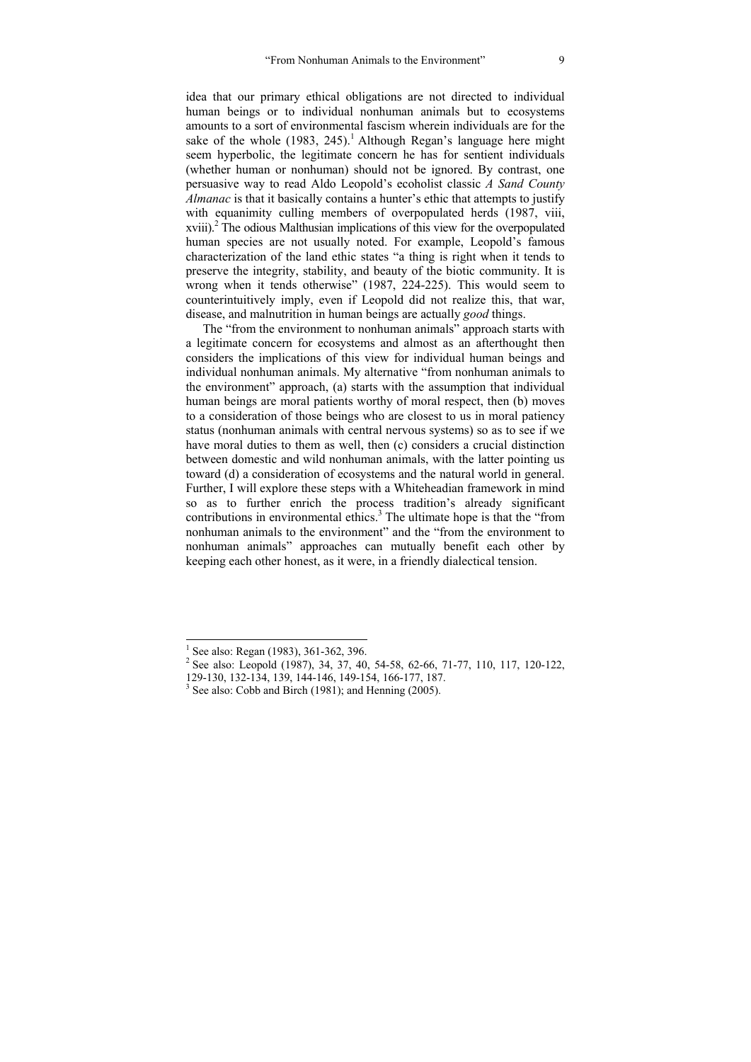idea that our primary ethical obligations are not directed to individual human beings or to individual nonhuman animals but to ecosystems amounts to a sort of environmental fascism wherein individuals are for the sake of the whole (1983, 245).[1] Although Regan's language here might seem hyperbolic, the legitimate concern he has for sentient individuals (whether human or nonhuman) should not be ignored. By contrast, one persuasive way to read Aldo Leopold's ecoholist classic *A Sand County Almanac* is that it basically contains a hunter's ethic that attempts to justify with equanimity culling members of overpopulated herds (1987, viii, xviii).[2] The odious Malthusian implications of this view for the overpopulated human species are not usually noted. For example, Leopold's famous characterization of the land ethic states "a thing is right when it tends to preserve the integrity, stability, and beauty of the biotic community. It is wrong when it tends otherwise" (1987, 224-225). This would seem to counterintuitively imply, even if Leopold did not realize this, that war, disease, and malnutrition in human beings are actually *good* things.

The "from the environment to nonhuman animals" approach starts with a legitimate concern for ecosystems and almost as an afterthought then considers the implications of this view for individual human beings and individual nonhuman animals. My alternative "from nonhuman animals to the environment" approach, (a) starts with the assumption that individual human beings are moral patients worthy of moral respect, then (b) moves to a consideration of those beings who are closest to us in moral patiency status (nonhuman animals with central nervous systems) so as to see if we have moral duties to them as well, then (c) considers a crucial distinction between domestic and wild nonhuman animals, with the latter pointing us toward (d) a consideration of ecosystems and the natural world in general. Further, I will explore these steps with a Whiteheadian framework in mind so as to further enrich the process tradition's already significant contributions in environmental ethics.[3] The ultimate hope is that the "from nonhuman animals to the environment" and the "from the environment to nonhuman animals" approaches can mutually benefit each other by keeping each other honest, as it were, in a friendly dialectical tension.

---

[1] See also: Regan (1983), 361-362, 396.

[2] See also: Leopold (1987), 34, 37, 40, 54-58, 62-66, 71-77, 110, 117, 120-122, 129-130, 132-134, 139, 144-146, 149-154, 166-177, 187.

[3] See also: Cobb and Birch (1981); and Henning (2005).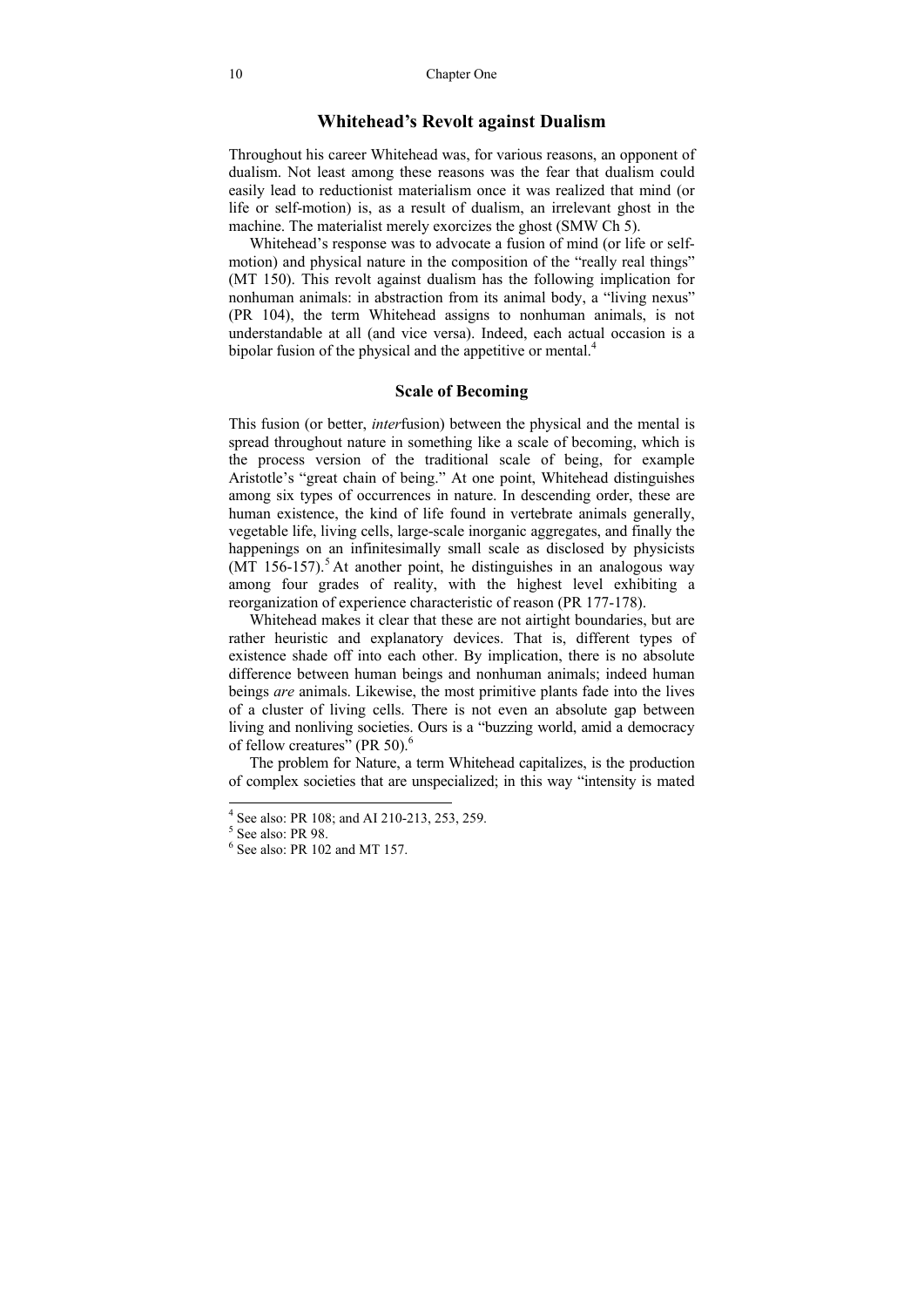## Whitehead's Revolt against Dualism

Throughout his career Whitehead was, for various reasons, an opponent of dualism. Not least among these reasons was the fear that dualism could easily lead to reductionist materialism once it was realized that mind (or life or self-motion) is, as a result of dualism, an irrelevant ghost in the machine. The materialist merely exorcizes the ghost (SMW Ch 5).

Whitehead's response was to advocate a fusion of mind (or life or self-motion) and physical nature in the composition of the "really real things" (MT 150). This revolt against dualism has the following implication for nonhuman animals: in abstraction from its animal body, a "living nexus" (PR 104), the term Whitehead assigns to nonhuman animals, is not understandable at all (and vice versa). Indeed, each actual occasion is a bipolar fusion of the physical and the appetitive or mental.[4]

## Scale of Becoming

This fusion (or better, *inter*fusion) between the physical and the mental is spread throughout nature in something like a scale of becoming, which is the process version of the traditional scale of being, for example Aristotle's "great chain of being." At one point, Whitehead distinguishes among six types of occurrences in nature. In descending order, these are human existence, the kind of life found in vertebrate animals generally, vegetable life, living cells, large-scale inorganic aggregates, and finally the happenings on an infinitesimally small scale as disclosed by physicists (MT 156-157).[5] At another point, he distinguishes in an analogous way among four grades of reality, with the highest level exhibiting a reorganization of experience characteristic of reason (PR 177-178).

Whitehead makes it clear that these are not airtight boundaries, but are rather heuristic and explanatory devices. That is, different types of existence shade off into each other. By implication, there is no absolute difference between human beings and nonhuman animals; indeed human beings *are* animals. Likewise, the most primitive plants fade into the lives of a cluster of living cells. There is not even an absolute gap between living and nonliving societies. Ours is a "buzzing world, amid a democracy of fellow creatures" (PR 50).[6]

The problem for Nature, a term Whitehead capitalizes, is the production of complex societies that are unspecialized; in this way "intensity is mated

---

[4] See also: PR 108; and AI 210-213, 253, 259.

[5] See also: PR 98.

[6] See also: PR 102 and MT 157.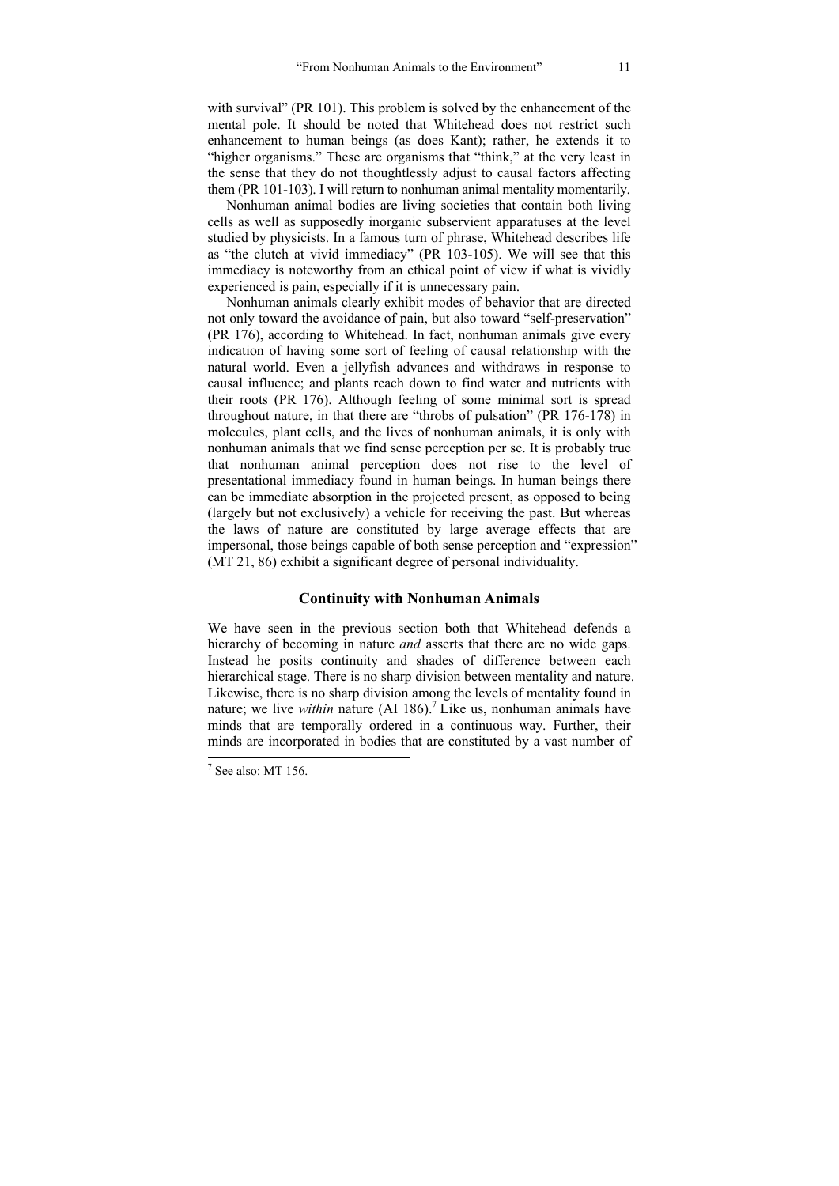with survival" (PR 101). This problem is solved by the enhancement of the mental pole. It should be noted that Whitehead does not restrict such enhancement to human beings (as does Kant); rather, he extends it to "higher organisms." These are organisms that "think," at the very least in the sense that they do not thoughtlessly adjust to causal factors affecting them (PR 101-103). I will return to nonhuman animal mentality momentarily.

Nonhuman animal bodies are living societies that contain both living cells as well as supposedly inorganic subservient apparatuses at the level studied by physicists. In a famous turn of phrase, Whitehead describes life as "the clutch at vivid immediacy" (PR 103-105). We will see that this immediacy is noteworthy from an ethical point of view if what is vividly experienced is pain, especially if it is unnecessary pain.

Nonhuman animals clearly exhibit modes of behavior that are directed not only toward the avoidance of pain, but also toward "self-preservation" (PR 176), according to Whitehead. In fact, nonhuman animals give every indication of having some sort of feeling of causal relationship with the natural world. Even a jellyfish advances and withdraws in response to causal influence; and plants reach down to find water and nutrients with their roots (PR 176). Although feeling of some minimal sort is spread throughout nature, in that there are "throbs of pulsation" (PR 176-178) in molecules, plant cells, and the lives of nonhuman animals, it is only with nonhuman animals that we find sense perception per se. It is probably true that nonhuman animal perception does not rise to the level of presentational immediacy found in human beings. In human beings there can be immediate absorption in the projected present, as opposed to being (largely but not exclusively) a vehicle for receiving the past. But whereas the laws of nature are constituted by large average effects that are impersonal, those beings capable of both sense perception and "expression" (MT 21, 86) exhibit a significant degree of personal individuality.

## Continuity with Nonhuman Animals

We have seen in the previous section both that Whitehead defends a hierarchy of becoming in nature *and* asserts that there are no wide gaps. Instead he posits continuity and shades of difference between each hierarchical stage. There is no sharp division between mentality and nature. Likewise, there is no sharp division among the levels of mentality found in nature; we live *within* nature (AI 186).[7] Like us, nonhuman animals have minds that are temporally ordered in a continuous way. Further, their minds are incorporated in bodies that are constituted by a vast number of

[7] See also: MT 156.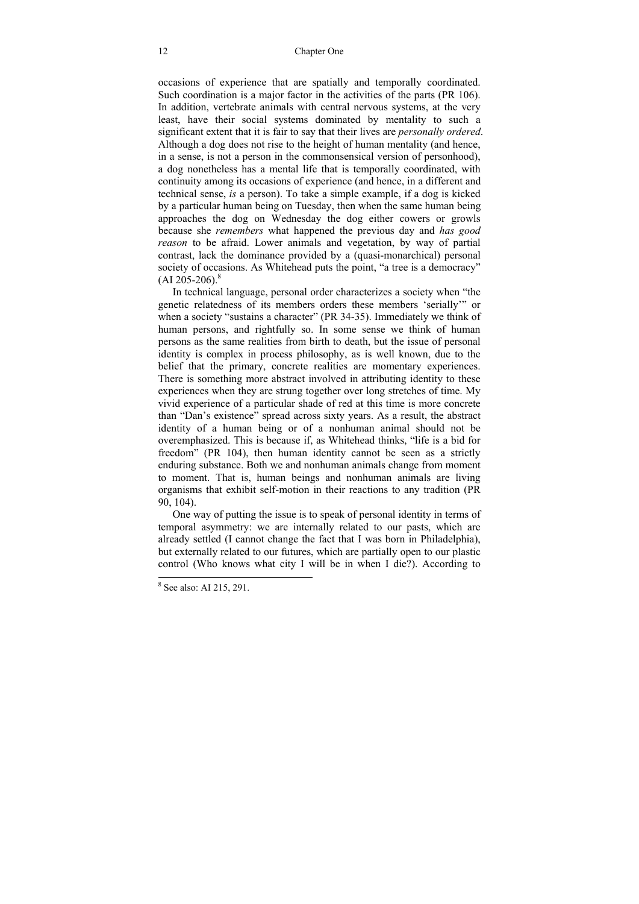occasions of experience that are spatially and temporally coordinated. Such coordination is a major factor in the activities of the parts (PR 106). In addition, vertebrate animals with central nervous systems, at the very least, have their social systems dominated by mentality to such a significant extent that it is fair to say that their lives are *personally ordered*. Although a dog does not rise to the height of human mentality (and hence, in a sense, is not a person in the commonsensical version of personhood), a dog nonetheless has a mental life that is temporally coordinated, with continuity among its occasions of experience (and hence, in a different and technical sense, *is* a person). To take a simple example, if a dog is kicked by a particular human being on Tuesday, then when the same human being approaches the dog on Wednesday the dog either cowers or growls because she *remembers* what happened the previous day and *has good reason* to be afraid. Lower animals and vegetation, by way of partial contrast, lack the dominance provided by a (quasi-monarchical) personal society of occasions. As Whitehead puts the point, "a tree is a democracy" (AI 205-206).[8]

In technical language, personal order characterizes a society when "the genetic relatedness of its members orders these members 'serially'" or when a society "sustains a character" (PR 34-35). Immediately we think of human persons, and rightfully so. In some sense we think of human persons as the same realities from birth to death, but the issue of personal identity is complex in process philosophy, as is well known, due to the belief that the primary, concrete realities are momentary experiences. There is something more abstract involved in attributing identity to these experiences when they are strung together over long stretches of time. My vivid experience of a particular shade of red at this time is more concrete than "Dan's existence" spread across sixty years. As a result, the abstract identity of a human being or of a nonhuman animal should not be overemphasized. This is because if, as Whitehead thinks, "life is a bid for freedom" (PR 104), then human identity cannot be seen as a strictly enduring substance. Both we and nonhuman animals change from moment to moment. That is, human beings and nonhuman animals are living organisms that exhibit self-motion in their reactions to any tradition (PR 90, 104).

One way of putting the issue is to speak of personal identity in terms of temporal asymmetry: we are internally related to our pasts, which are already settled (I cannot change the fact that I was born in Philadelphia), but externally related to our futures, which are partially open to our plastic control (Who knows what city I will be in when I die?). According to

---

[8] See also: AI 215, 291.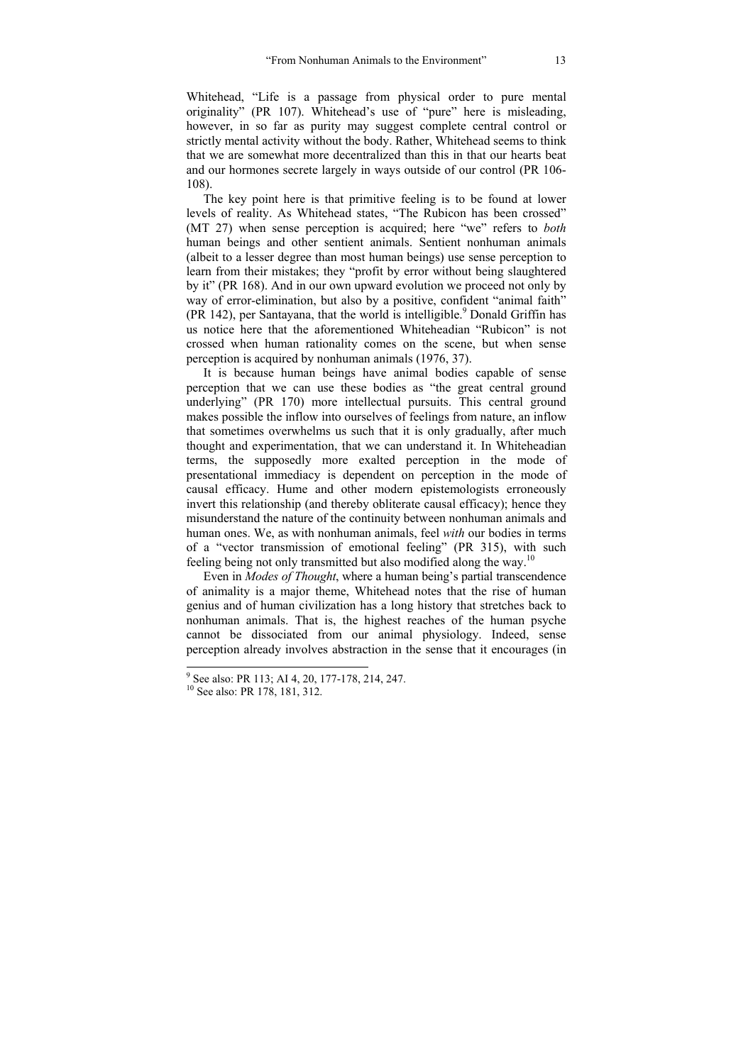Whitehead, "Life is a passage from physical order to pure mental originality" (PR 107). Whitehead's use of "pure" here is misleading, however, in so far as purity may suggest complete central control or strictly mental activity without the body. Rather, Whitehead seems to think that we are somewhat more decentralized than this in that our hearts beat and our hormones secrete largely in ways outside of our control (PR 106-108).

The key point here is that primitive feeling is to be found at lower levels of reality. As Whitehead states, "The Rubicon has been crossed" (MT 27) when sense perception is acquired; here "we" refers to *both* human beings and other sentient animals. Sentient nonhuman animals (albeit to a lesser degree than most human beings) use sense perception to learn from their mistakes; they "profit by error without being slaughtered by it" (PR 168). And in our own upward evolution we proceed not only by way of error-elimination, but also by a positive, confident "animal faith" (PR 142), per Santayana, that the world is intelligible.[9] Donald Griffin has us notice here that the aforementioned Whiteheadian "Rubicon" is not crossed when human rationality comes on the scene, but when sense perception is acquired by nonhuman animals (1976, 37).

It is because human beings have animal bodies capable of sense perception that we can use these bodies as "the great central ground underlying" (PR 170) more intellectual pursuits. This central ground makes possible the inflow into ourselves of feelings from nature, an inflow that sometimes overwhelms us such that it is only gradually, after much thought and experimentation, that we can understand it. In Whiteheadian terms, the supposedly more exalted perception in the mode of presentational immediacy is dependent on perception in the mode of causal efficacy. Hume and other modern epistemologists erroneously invert this relationship (and thereby obliterate causal efficacy); hence they misunderstand the nature of the continuity between nonhuman animals and human ones. We, as with nonhuman animals, feel *with* our bodies in terms of a "vector transmission of emotional feeling" (PR 315), with such feeling being not only transmitted but also modified along the way.[10]

Even in *Modes of Thought*, where a human being's partial transcendence of animality is a major theme, Whitehead notes that the rise of human genius and of human civilization has a long history that stretches back to nonhuman animals. That is, the highest reaches of the human psyche cannot be dissociated from our animal physiology. Indeed, sense perception already involves abstraction in the sense that it encourages (in

[9] See also: PR 113; AI 4, 20, 177-178, 214, 247.

[10] See also: PR 178, 181, 312.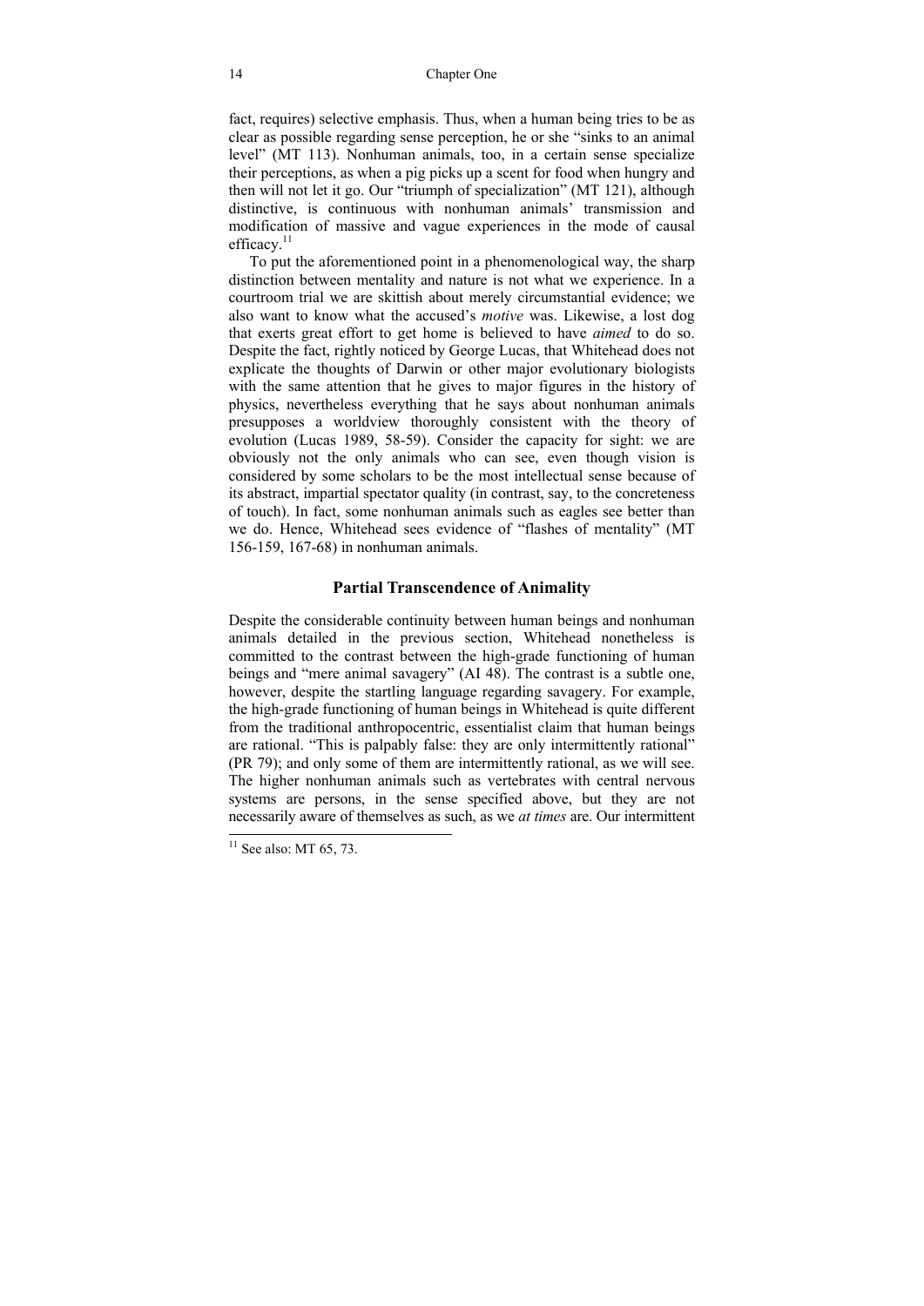fact, requires) selective emphasis. Thus, when a human being tries to be as clear as possible regarding sense perception, he or she "sinks to an animal level" (MT 113). Nonhuman animals, too, in a certain sense specialize their perceptions, as when a pig picks up a scent for food when hungry and then will not let it go. Our "triumph of specialization" (MT 121), although distinctive, is continuous with nonhuman animals' transmission and modification of massive and vague experiences in the mode of causal efficacy.[11]

To put the aforementioned point in a phenomenological way, the sharp distinction between mentality and nature is not what we experience. In a courtroom trial we are skittish about merely circumstantial evidence; we also want to know what the accused's *motive* was. Likewise, a lost dog that exerts great effort to get home is believed to have *aimed* to do so. Despite the fact, rightly noticed by George Lucas, that Whitehead does not explicate the thoughts of Darwin or other major evolutionary biologists with the same attention that he gives to major figures in the history of physics, nevertheless everything that he says about nonhuman animals presupposes a worldview thoroughly consistent with the theory of evolution (Lucas 1989, 58-59). Consider the capacity for sight: we are obviously not the only animals who can see, even though vision is considered by some scholars to be the most intellectual sense because of its abstract, impartial spectator quality (in contrast, say, to the concreteness of touch). In fact, some nonhuman animals such as eagles see better than we do. Hence, Whitehead sees evidence of "flashes of mentality" (MT 156-159, 167-68) in nonhuman animals.

## Partial Transcendence of Animality

Despite the considerable continuity between human beings and nonhuman animals detailed in the previous section, Whitehead nonetheless is committed to the contrast between the high-grade functioning of human beings and "mere animal savagery" (AI 48). The contrast is a subtle one, however, despite the startling language regarding savagery. For example, the high-grade functioning of human beings in Whitehead is quite different from the traditional anthropocentric, essentialist claim that human beings are rational. "This is palpably false: they are only intermittently rational" (PR 79); and only some of them are intermittently rational, as we will see. The higher nonhuman animals such as vertebrates with central nervous systems are persons, in the sense specified above, but they are not necessarily aware of themselves as such, as we *at times* are. Our intermittent

[11] See also: MT 65, 73.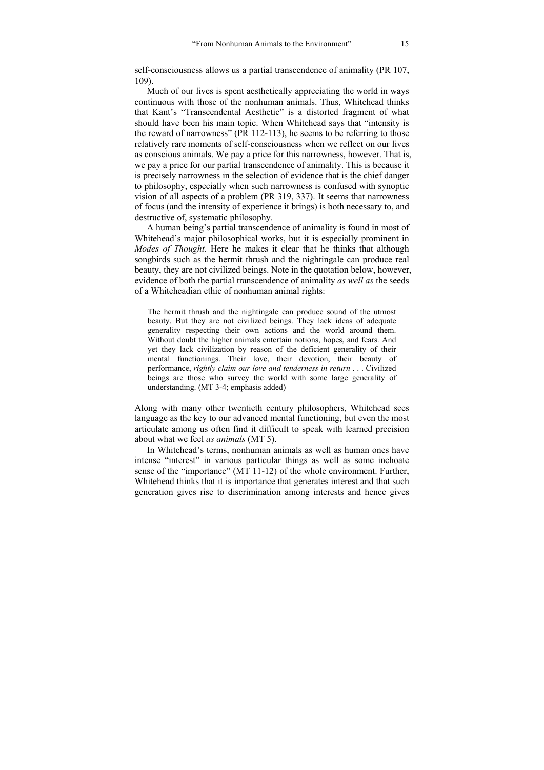self-consciousness allows us a partial transcendence of animality (PR 107, 109).

Much of our lives is spent aesthetically appreciating the world in ways continuous with those of the nonhuman animals. Thus, Whitehead thinks that Kant's "Transcendental Aesthetic" is a distorted fragment of what should have been his main topic. When Whitehead says that "intensity is the reward of narrowness" (PR 112-113), he seems to be referring to those relatively rare moments of self-consciousness when we reflect on our lives as conscious animals. We pay a price for this narrowness, however. That is, we pay a price for our partial transcendence of animality. This is because it is precisely narrowness in the selection of evidence that is the chief danger to philosophy, especially when such narrowness is confused with synoptic vision of all aspects of a problem (PR 319, 337). It seems that narrowness of focus (and the intensity of experience it brings) is both necessary to, and destructive of, systematic philosophy.

A human being's partial transcendence of animality is found in most of Whitehead's major philosophical works, but it is especially prominent in *Modes of Thought*. Here he makes it clear that he thinks that although songbirds such as the hermit thrush and the nightingale can produce real beauty, they are not civilized beings. Note in the quotation below, however, evidence of both the partial transcendence of animality *as well as* the seeds of a Whiteheadian ethic of nonhuman animal rights:

> The hermit thrush and the nightingale can produce sound of the utmost beauty. But they are not civilized beings. They lack ideas of adequate generality respecting their own actions and the world around them. Without doubt the higher animals entertain notions, hopes, and fears. And yet they lack civilization by reason of the deficient generality of their mental functionings. Their love, their devotion, their beauty of performance, *rightly claim our love and tenderness in return* . . . Civilized beings are those who survey the world with some large generality of understanding. (MT 3-4; emphasis added)

Along with many other twentieth century philosophers, Whitehead sees language as the key to our advanced mental functioning, but even the most articulate among us often find it difficult to speak with learned precision about what we feel *as animals* (MT 5).

In Whitehead's terms, nonhuman animals as well as human ones have intense "interest" in various particular things as well as some inchoate sense of the "importance" (MT 11-12) of the whole environment. Further, Whitehead thinks that it is importance that generates interest and that such generation gives rise to discrimination among interests and hence gives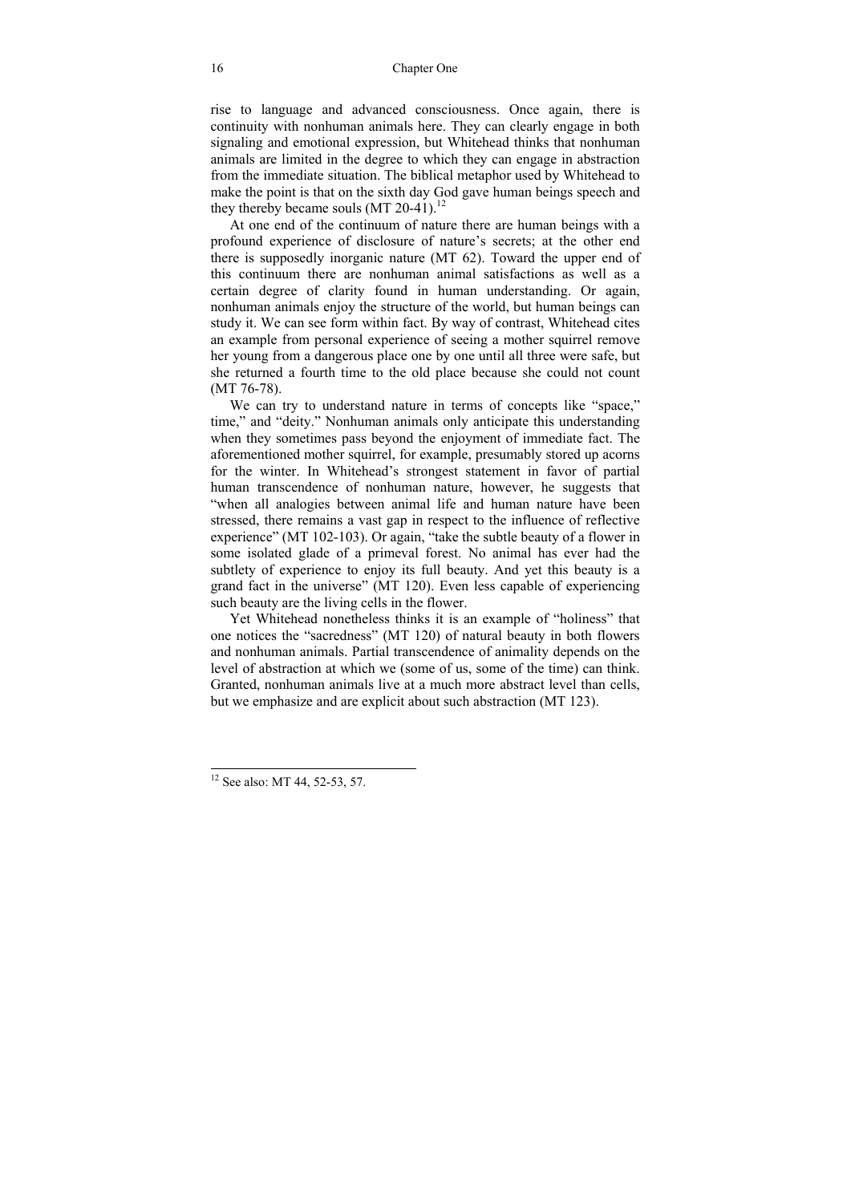rise to language and advanced consciousness. Once again, there is continuity with nonhuman animals here. They can clearly engage in both signaling and emotional expression, but Whitehead thinks that nonhuman animals are limited in the degree to which they can engage in abstraction from the immediate situation. The biblical metaphor used by Whitehead to make the point is that on the sixth day God gave human beings speech and they thereby became souls (MT 20-41).[12]

At one end of the continuum of nature there are human beings with a profound experience of disclosure of nature's secrets; at the other end there is supposedly inorganic nature (MT 62). Toward the upper end of this continuum there are nonhuman animal satisfactions as well as a certain degree of clarity found in human understanding. Or again, nonhuman animals enjoy the structure of the world, but human beings can study it. We can see form within fact. By way of contrast, Whitehead cites an example from personal experience of seeing a mother squirrel remove her young from a dangerous place one by one until all three were safe, but she returned a fourth time to the old place because she could not count (MT 76-78).

We can try to understand nature in terms of concepts like "space," time," and "deity." Nonhuman animals only anticipate this understanding when they sometimes pass beyond the enjoyment of immediate fact. The aforementioned mother squirrel, for example, presumably stored up acorns for the winter. In Whitehead's strongest statement in favor of partial human transcendence of nonhuman nature, however, he suggests that "when all analogies between animal life and human nature have been stressed, there remains a vast gap in respect to the influence of reflective experience" (MT 102-103). Or again, "take the subtle beauty of a flower in some isolated glade of a primeval forest. No animal has ever had the subtlety of experience to enjoy its full beauty. And yet this beauty is a grand fact in the universe" (MT 120). Even less capable of experiencing such beauty are the living cells in the flower.

Yet Whitehead nonetheless thinks it is an example of "holiness" that one notices the "sacredness" (MT 120) of natural beauty in both flowers and nonhuman animals. Partial transcendence of animality depends on the level of abstraction at which we (some of us, some of the time) can think. Granted, nonhuman animals live at a much more abstract level than cells, but we emphasize and are explicit about such abstraction (MT 123).

---

[12] See also: MT 44, 52-53, 57.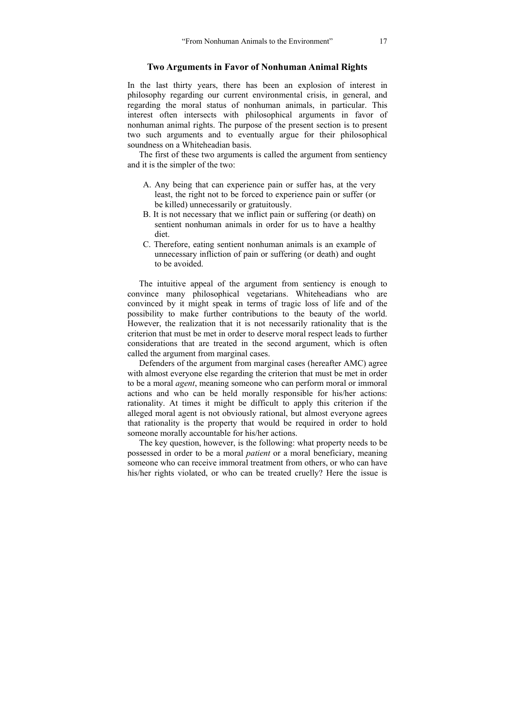## Two Arguments in Favor of Nonhuman Animal Rights

In the last thirty years, there has been an explosion of interest in philosophy regarding our current environmental crisis, in general, and regarding the moral status of nonhuman animals, in particular. This interest often intersects with philosophical arguments in favor of nonhuman animal rights. The purpose of the present section is to present two such arguments and to eventually argue for their philosophical soundness on a Whiteheadian basis.

The first of these two arguments is called the argument from sentiency and it is the simpler of the two:

A. Any being that can experience pain or suffer has, at the very least, the right not to be forced to experience pain or suffer (or be killed) unnecessarily or gratuitously.
B. It is not necessary that we inflict pain or suffering (or death) on sentient nonhuman animals in order for us to have a healthy diet.
C. Therefore, eating sentient nonhuman animals is an example of unnecessary infliction of pain or suffering (or death) and ought to be avoided.

The intuitive appeal of the argument from sentiency is enough to convince many philosophical vegetarians. Whiteheadians who are convinced by it might speak in terms of tragic loss of life and of the possibility to make further contributions to the beauty of the world. However, the realization that it is not necessarily rationality that is the criterion that must be met in order to deserve moral respect leads to further considerations that are treated in the second argument, which is often called the argument from marginal cases.

Defenders of the argument from marginal cases (hereafter AMC) agree with almost everyone else regarding the criterion that must be met in order to be a moral *agent*, meaning someone who can perform moral or immoral actions and who can be held morally responsible for his/her actions: rationality. At times it might be difficult to apply this criterion if the alleged moral agent is not obviously rational, but almost everyone agrees that rationality is the property that would be required in order to hold someone morally accountable for his/her actions.

The key question, however, is the following: what property needs to be possessed in order to be a moral *patient* or a moral beneficiary, meaning someone who can receive immoral treatment from others, or who can have his/her rights violated, or who can be treated cruelly? Here the issue is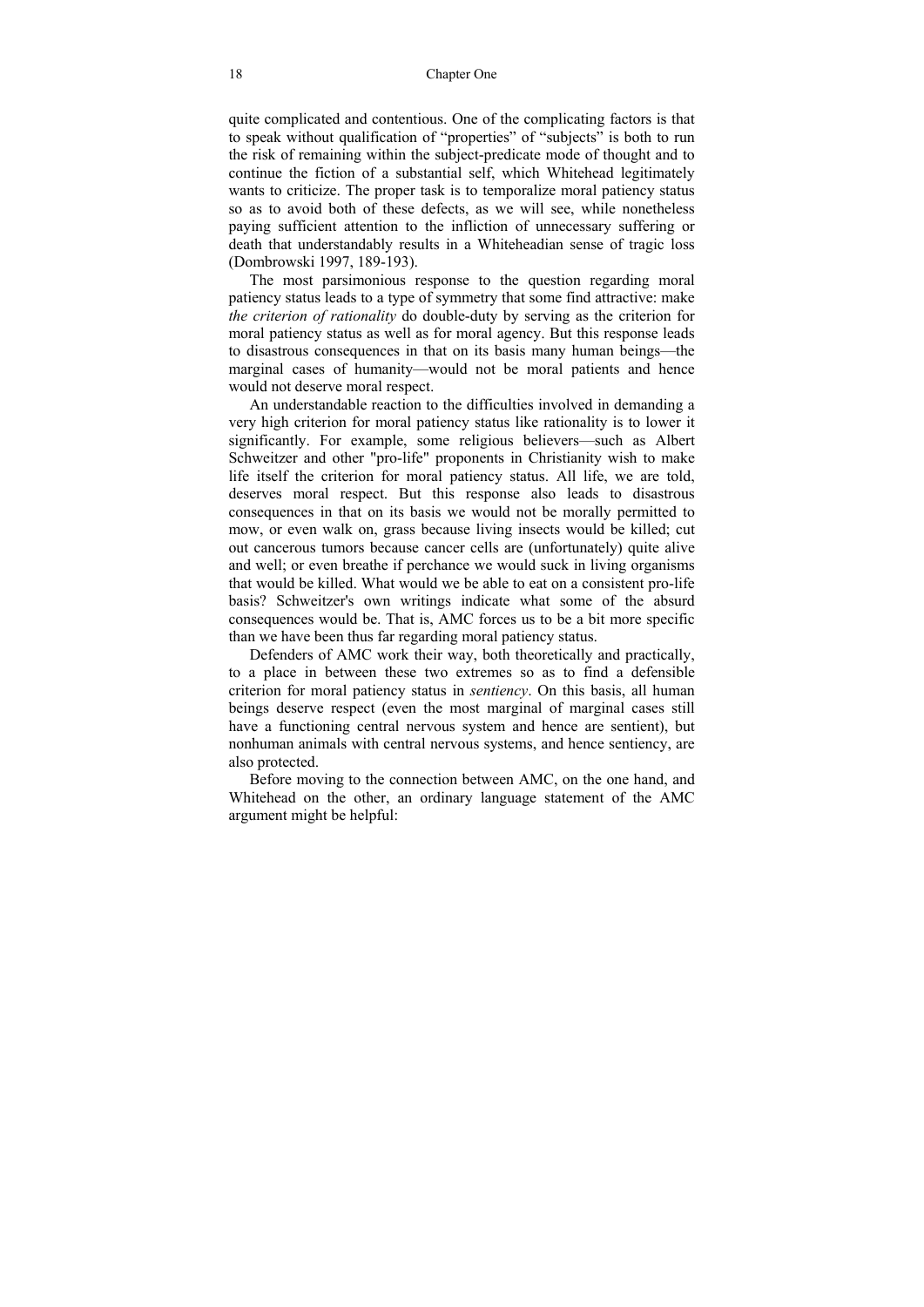quite complicated and contentious. One of the complicating factors is that to speak without qualification of "properties" of "subjects" is both to run the risk of remaining within the subject-predicate mode of thought and to continue the fiction of a substantial self, which Whitehead legitimately wants to criticize. The proper task is to temporalize moral patiency status so as to avoid both of these defects, as we will see, while nonetheless paying sufficient attention to the infliction of unnecessary suffering or death that understandably results in a Whiteheadian sense of tragic loss (Dombrowski 1997, 189-193).

The most parsimonious response to the question regarding moral patiency status leads to a type of symmetry that some find attractive: make *the criterion of rationality* do double-duty by serving as the criterion for moral patiency status as well as for moral agency. But this response leads to disastrous consequences in that on its basis many human beings—the marginal cases of humanity—would not be moral patients and hence would not deserve moral respect.

An understandable reaction to the difficulties involved in demanding a very high criterion for moral patiency status like rationality is to lower it significantly. For example, some religious believers—such as Albert Schweitzer and other "pro-life" proponents in Christianity wish to make life itself the criterion for moral patiency status. All life, we are told, deserves moral respect. But this response also leads to disastrous consequences in that on its basis we would not be morally permitted to mow, or even walk on, grass because living insects would be killed; cut out cancerous tumors because cancer cells are (unfortunately) quite alive and well; or even breathe if perchance we would suck in living organisms that would be killed. What would we be able to eat on a consistent pro-life basis? Schweitzer's own writings indicate what some of the absurd consequences would be. That is, AMC forces us to be a bit more specific than we have been thus far regarding moral patiency status.

Defenders of AMC work their way, both theoretically and practically, to a place in between these two extremes so as to find a defensible criterion for moral patiency status in *sentiency*. On this basis, all human beings deserve respect (even the most marginal of marginal cases still have a functioning central nervous system and hence are sentient), but nonhuman animals with central nervous systems, and hence sentiency, are also protected.

Before moving to the connection between AMC, on the one hand, and Whitehead on the other, an ordinary language statement of the AMC argument might be helpful: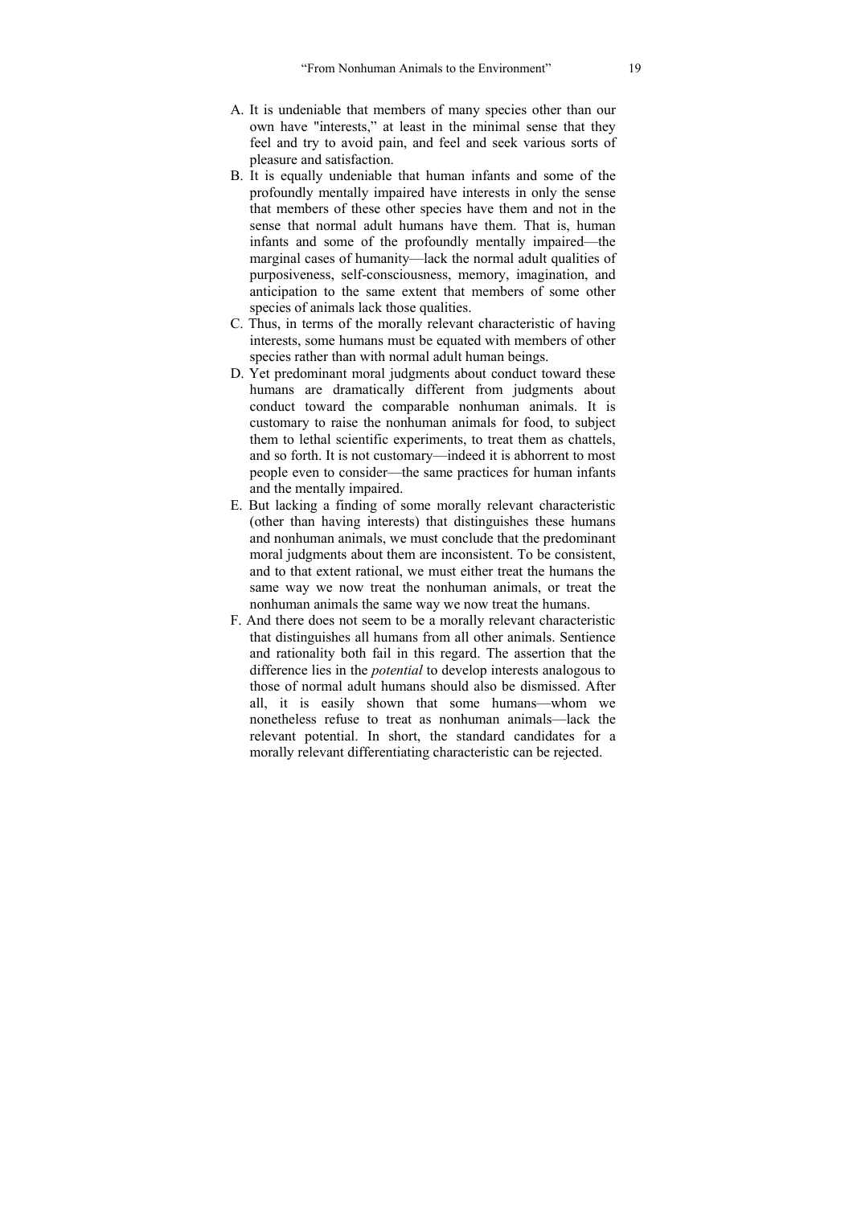A. It is undeniable that members of many species other than our own have "interests," at least in the minimal sense that they feel and try to avoid pain, and feel and seek various sorts of pleasure and satisfaction.

B. It is equally undeniable that human infants and some of the profoundly mentally impaired have interests in only the sense that members of these other species have them and not in the sense that normal adult humans have them. That is, human infants and some of the profoundly mentally impaired—the marginal cases of humanity—lack the normal adult qualities of purposiveness, self-consciousness, memory, imagination, and anticipation to the same extent that members of some other species of animals lack those qualities.

C. Thus, in terms of the morally relevant characteristic of having interests, some humans must be equated with members of other species rather than with normal adult human beings.

D. Yet predominant moral judgments about conduct toward these humans are dramatically different from judgments about conduct toward the comparable nonhuman animals. It is customary to raise the nonhuman animals for food, to subject them to lethal scientific experiments, to treat them as chattels, and so forth. It is not customary—indeed it is abhorrent to most people even to consider—the same practices for human infants and the mentally impaired.

E. But lacking a finding of some morally relevant characteristic (other than having interests) that distinguishes these humans and nonhuman animals, we must conclude that the predominant moral judgments about them are inconsistent. To be consistent, and to that extent rational, we must either treat the humans the same way we now treat the nonhuman animals, or treat the nonhuman animals the same way we now treat the humans.

F. And there does not seem to be a morally relevant characteristic that distinguishes all humans from all other animals. Sentience and rationality both fail in this regard. The assertion that the difference lies in the *potential* to develop interests analogous to those of normal adult humans should also be dismissed. After all, it is easily shown that some humans—whom we nonetheless refuse to treat as nonhuman animals—lack the relevant potential. In short, the standard candidates for a morally relevant differentiating characteristic can be rejected.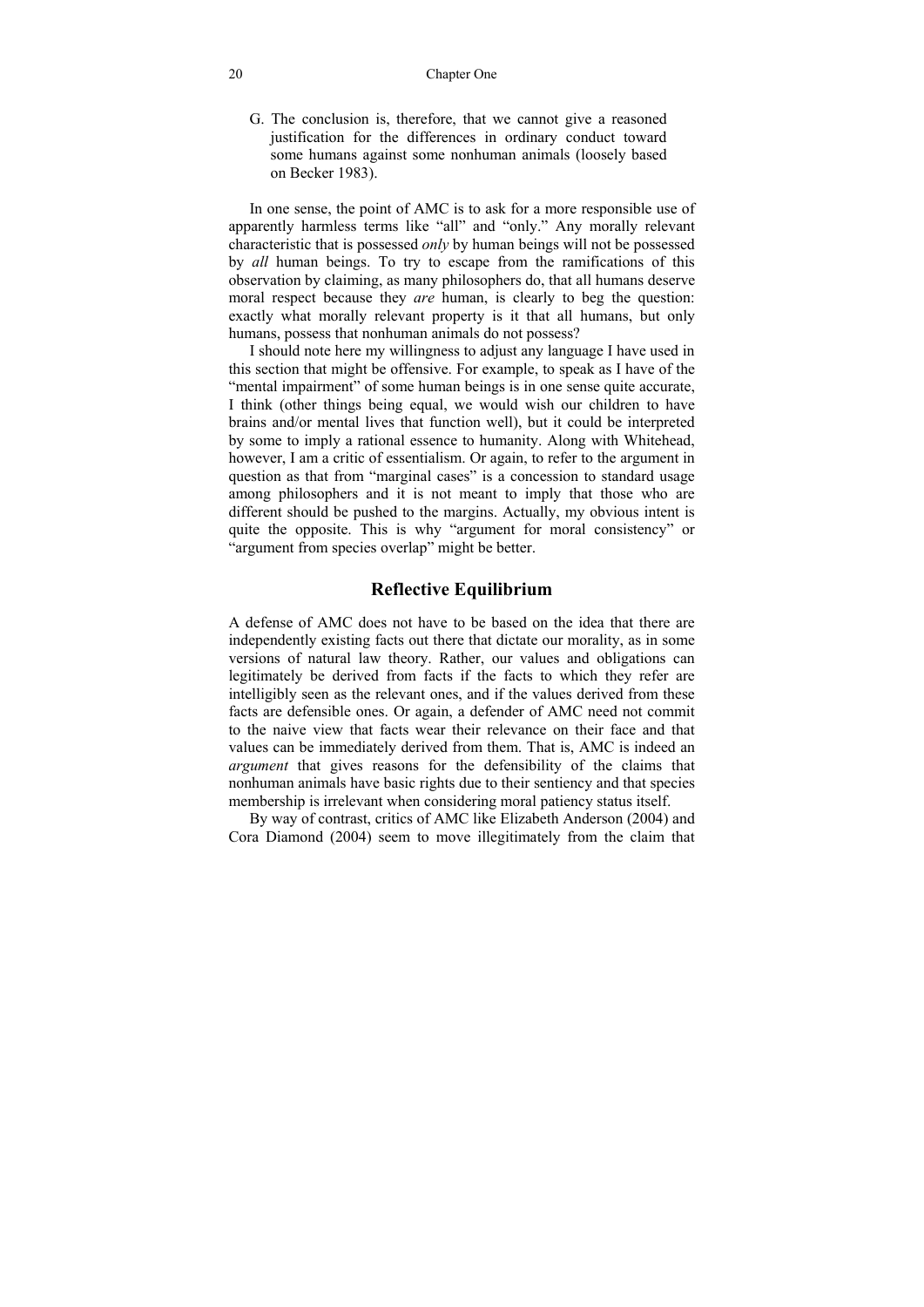G. The conclusion is, therefore, that we cannot give a reasoned justification for the differences in ordinary conduct toward some humans against some nonhuman animals (loosely based on Becker 1983).

In one sense, the point of AMC is to ask for a more responsible use of apparently harmless terms like "all" and "only." Any morally relevant characteristic that is possessed *only* by human beings will not be possessed by *all* human beings. To try to escape from the ramifications of this observation by claiming, as many philosophers do, that all humans deserve moral respect because they *are* human, is clearly to beg the question: exactly what morally relevant property is it that all humans, but only humans, possess that nonhuman animals do not possess?

I should note here my willingness to adjust any language I have used in this section that might be offensive. For example, to speak as I have of the "mental impairment" of some human beings is in one sense quite accurate, I think (other things being equal, we would wish our children to have brains and/or mental lives that function well), but it could be interpreted by some to imply a rational essence to humanity. Along with Whitehead, however, I am a critic of essentialism. Or again, to refer to the argument in question as that from "marginal cases" is a concession to standard usage among philosophers and it is not meant to imply that those who are different should be pushed to the margins. Actually, my obvious intent is quite the opposite. This is why "argument for moral consistency" or "argument from species overlap" might be better.

## Reflective Equilibrium

A defense of AMC does not have to be based on the idea that there are independently existing facts out there that dictate our morality, as in some versions of natural law theory. Rather, our values and obligations can legitimately be derived from facts if the facts to which they refer are intelligibly seen as the relevant ones, and if the values derived from these facts are defensible ones. Or again, a defender of AMC need not commit to the naive view that facts wear their relevance on their face and that values can be immediately derived from them. That is, AMC is indeed an *argument* that gives reasons for the defensibility of the claims that nonhuman animals have basic rights due to their sentiency and that species membership is irrelevant when considering moral patiency status itself.

By way of contrast, critics of AMC like Elizabeth Anderson (2004) and Cora Diamond (2004) seem to move illegitimately from the claim that